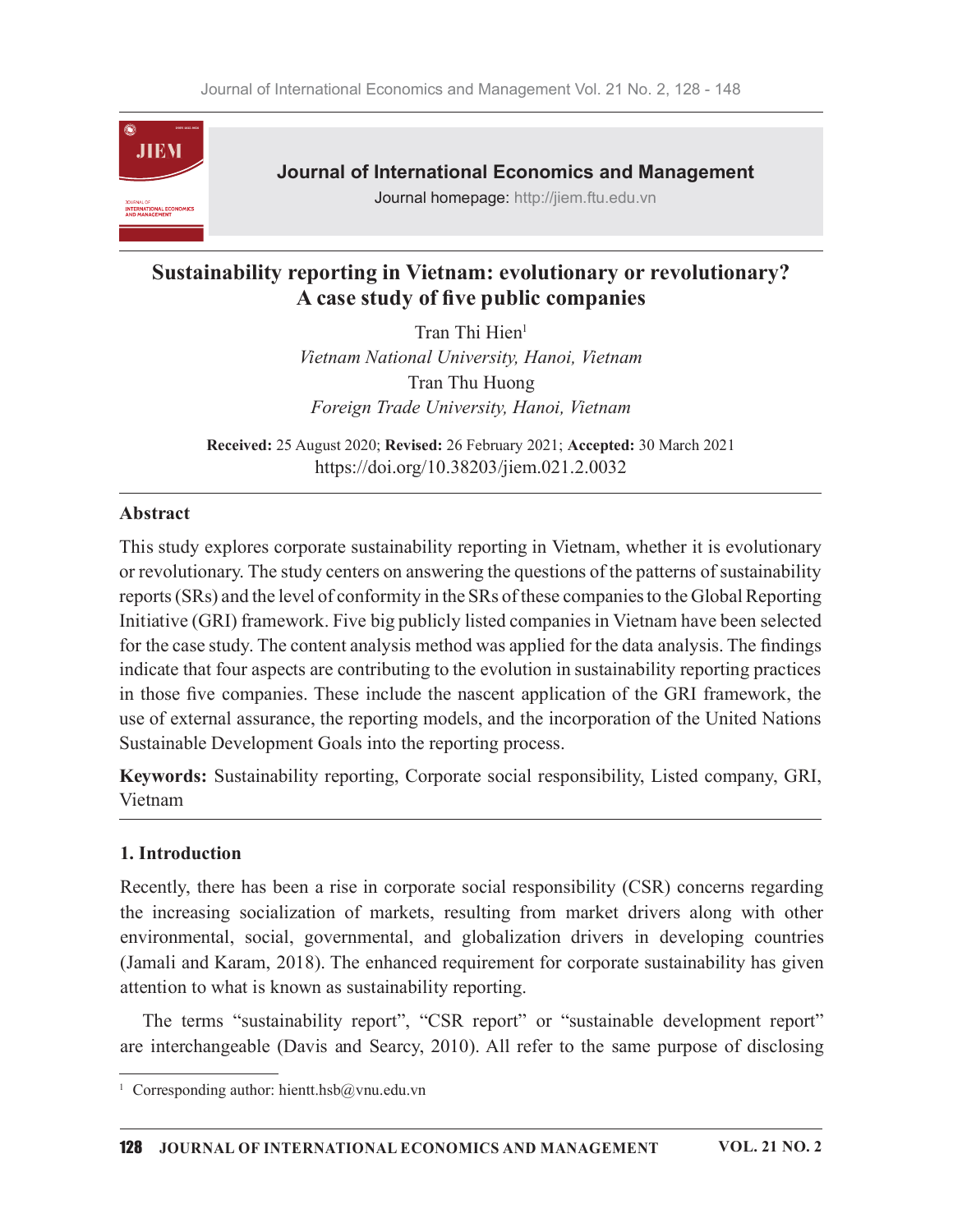# Sustainability reporting in Vietnam: evolutionary or revolutionary? A case study of five public companies

Tran Thi Hien[1]

*Vietnam National University, Hanoi, Vietnam*

Tran Thu Huong

*Foreign Trade University, Hanoi, Vietnam*

**Received:** 25 August 2020; **Revised:** 26 February 2021; **Accepted:** 30 March 2021

https://doi.org/10.38203/jiem.021.2.0032

## Abstract

This study explores corporate sustainability reporting in Vietnam, whether it is evolutionary or revolutionary. The study centers on answering the questions of the patterns of sustainability reports (SRs) and the level of conformity in the SRs of these companies to the Global Reporting Initiative (GRI) framework. Five big publicly listed companies in Vietnam have been selected for the case study. The content analysis method was applied for the data analysis. The findings indicate that four aspects are contributing to the evolution in sustainability reporting practices in those five companies. These include the nascent application of the GRI framework, the use of external assurance, the reporting models, and the incorporation of the United Nations Sustainable Development Goals into the reporting process.

**Keywords:** Sustainability reporting, Corporate social responsibility, Listed company, GRI, Vietnam

## 1. Introduction

Recently, there has been a rise in corporate social responsibility (CSR) concerns regarding the increasing socialization of markets, resulting from market drivers along with other environmental, social, governmental, and globalization drivers in developing countries (Jamali and Karam, 2018). The enhanced requirement for corporate sustainability has given attention to what is known as sustainability reporting.

The terms "sustainability report", "CSR report" or "sustainable development report" are interchangeable (Davis and Searcy, 2010). All refer to the same purpose of disclosing

[1] Corresponding author: hientt.hsb@vnu.edu.vn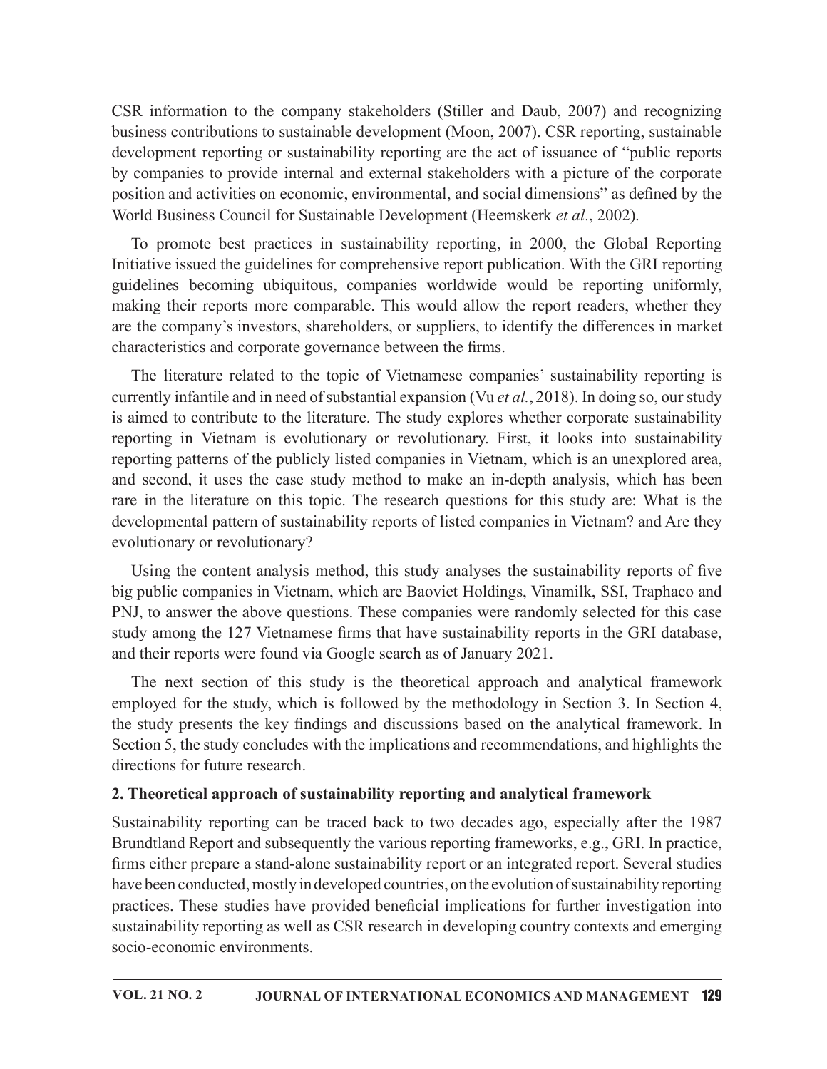CSR information to the company stakeholders (Stiller and Daub, 2007) and recognizing business contributions to sustainable development (Moon, 2007). CSR reporting, sustainable development reporting or sustainability reporting are the act of issuance of "public reports by companies to provide internal and external stakeholders with a picture of the corporate position and activities on economic, environmental, and social dimensions" as defined by the World Business Council for Sustainable Development (Heemskerk *et al*., 2002).

To promote best practices in sustainability reporting, in 2000, the Global Reporting Initiative issued the guidelines for comprehensive report publication. With the GRI reporting guidelines becoming ubiquitous, companies worldwide would be reporting uniformly, making their reports more comparable. This would allow the report readers, whether they are the company's investors, shareholders, or suppliers, to identify the differences in market characteristics and corporate governance between the firms.

The literature related to the topic of Vietnamese companies' sustainability reporting is currently infantile and in need of substantial expansion (Vu *et al.*, 2018). In doing so, our study is aimed to contribute to the literature. The study explores whether corporate sustainability reporting in Vietnam is evolutionary or revolutionary. First, it looks into sustainability reporting patterns of the publicly listed companies in Vietnam, which is an unexplored area, and second, it uses the case study method to make an in-depth analysis, which has been rare in the literature on this topic. The research questions for this study are: What is the developmental pattern of sustainability reports of listed companies in Vietnam? and Are they evolutionary or revolutionary?

Using the content analysis method, this study analyses the sustainability reports of five big public companies in Vietnam, which are Baoviet Holdings, Vinamilk, SSI, Traphaco and PNJ, to answer the above questions. These companies were randomly selected for this case study among the 127 Vietnamese firms that have sustainability reports in the GRI database, and their reports were found via Google search as of January 2021.

The next section of this study is the theoretical approach and analytical framework employed for the study, which is followed by the methodology in Section 3. In Section 4, the study presents the key findings and discussions based on the analytical framework. In Section 5, the study concludes with the implications and recommendations, and highlights the directions for future research.

## 2. Theoretical approach of sustainability reporting and analytical framework

Sustainability reporting can be traced back to two decades ago, especially after the 1987 Brundtland Report and subsequently the various reporting frameworks, e.g., GRI. In practice, firms either prepare a stand-alone sustainability report or an integrated report. Several studies have been conducted, mostly in developed countries, on the evolution of sustainability reporting practices. These studies have provided beneficial implications for further investigation into sustainability reporting as well as CSR research in developing country contexts and emerging socio-economic environments.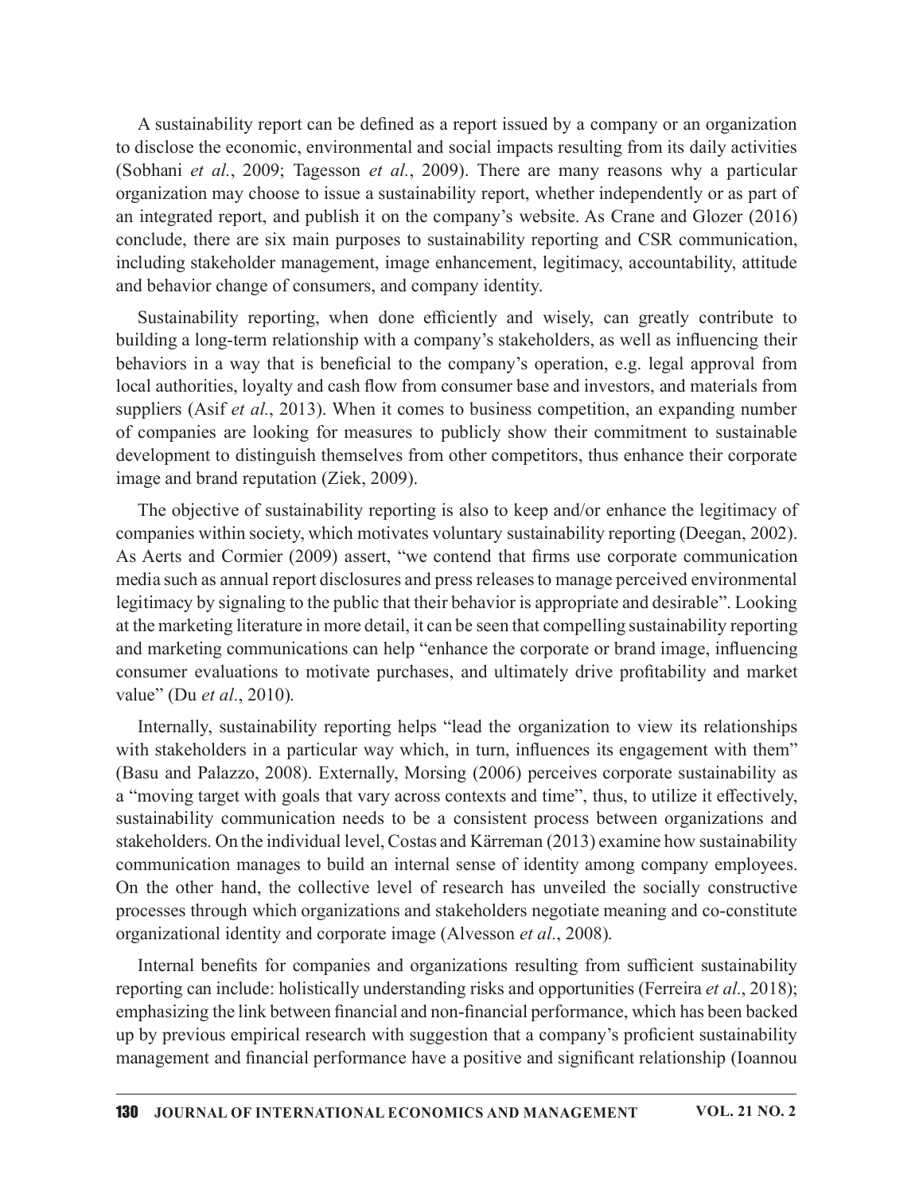A sustainability report can be defined as a report issued by a company or an organization to disclose the economic, environmental and social impacts resulting from its daily activities (Sobhani *et al.*, 2009; Tagesson *et al.*, 2009). There are many reasons why a particular organization may choose to issue a sustainability report, whether independently or as part of an integrated report, and publish it on the company's website. As Crane and Glozer (2016) conclude, there are six main purposes to sustainability reporting and CSR communication, including stakeholder management, image enhancement, legitimacy, accountability, attitude and behavior change of consumers, and company identity.

Sustainability reporting, when done efficiently and wisely, can greatly contribute to building a long-term relationship with a company's stakeholders, as well as influencing their behaviors in a way that is beneficial to the company's operation, e.g. legal approval from local authorities, loyalty and cash flow from consumer base and investors, and materials from suppliers (Asif *et al.*, 2013). When it comes to business competition, an expanding number of companies are looking for measures to publicly show their commitment to sustainable development to distinguish themselves from other competitors, thus enhance their corporate image and brand reputation (Ziek, 2009).

The objective of sustainability reporting is also to keep and/or enhance the legitimacy of companies within society, which motivates voluntary sustainability reporting (Deegan, 2002). As Aerts and Cormier (2009) assert, "we contend that firms use corporate communication media such as annual report disclosures and press releases to manage perceived environmental legitimacy by signaling to the public that their behavior is appropriate and desirable". Looking at the marketing literature in more detail, it can be seen that compelling sustainability reporting and marketing communications can help "enhance the corporate or brand image, influencing consumer evaluations to motivate purchases, and ultimately drive profitability and market value" (Du *et al*., 2010).

Internally, sustainability reporting helps "lead the organization to view its relationships with stakeholders in a particular way which, in turn, influences its engagement with them" (Basu and Palazzo, 2008). Externally, Morsing (2006) perceives corporate sustainability as a "moving target with goals that vary across contexts and time", thus, to utilize it effectively, sustainability communication needs to be a consistent process between organizations and stakeholders. On the individual level, Costas and Kärreman (2013) examine how sustainability communication manages to build an internal sense of identity among company employees. On the other hand, the collective level of research has unveiled the socially constructive processes through which organizations and stakeholders negotiate meaning and co-constitute organizational identity and corporate image (Alvesson *et al*., 2008).

Internal benefits for companies and organizations resulting from sufficient sustainability reporting can include: holistically understanding risks and opportunities (Ferreira *et al.*, 2018); emphasizing the link between financial and non-financial performance, which has been backed up by previous empirical research with suggestion that a company's proficient sustainability management and financial performance have a positive and significant relationship (Ioannou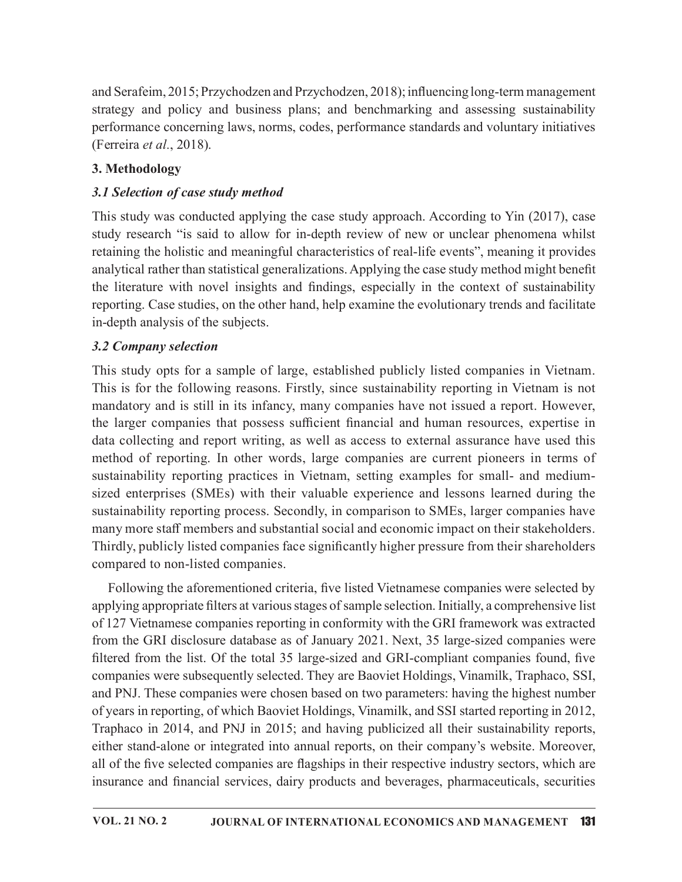and Serafeim, 2015; Przychodzen and Przychodzen, 2018); influencing long-term management strategy and policy and business plans; and benchmarking and assessing sustainability performance concerning laws, norms, codes, performance standards and voluntary initiatives (Ferreira *et al.*, 2018).

## 3. Methodology

### *3.1 Selection of case study method*

This study was conducted applying the case study approach. According to Yin (2017), case study research "is said to allow for in-depth review of new or unclear phenomena whilst retaining the holistic and meaningful characteristics of real-life events", meaning it provides analytical rather than statistical generalizations. Applying the case study method might benefit the literature with novel insights and findings, especially in the context of sustainability reporting. Case studies, on the other hand, help examine the evolutionary trends and facilitate in-depth analysis of the subjects.

### *3.2 Company selection*

This study opts for a sample of large, established publicly listed companies in Vietnam. This is for the following reasons. Firstly, since sustainability reporting in Vietnam is not mandatory and is still in its infancy, many companies have not issued a report. However, the larger companies that possess sufficient financial and human resources, expertise in data collecting and report writing, as well as access to external assurance have used this method of reporting. In other words, large companies are current pioneers in terms of sustainability reporting practices in Vietnam, setting examples for small- and medium-sized enterprises (SMEs) with their valuable experience and lessons learned during the sustainability reporting process. Secondly, in comparison to SMEs, larger companies have many more staff members and substantial social and economic impact on their stakeholders. Thirdly, publicly listed companies face significantly higher pressure from their shareholders compared to non-listed companies.

Following the aforementioned criteria, five listed Vietnamese companies were selected by applying appropriate filters at various stages of sample selection. Initially, a comprehensive list of 127 Vietnamese companies reporting in conformity with the GRI framework was extracted from the GRI disclosure database as of January 2021. Next, 35 large-sized companies were filtered from the list. Of the total 35 large-sized and GRI-compliant companies found, five companies were subsequently selected. They are Baoviet Holdings, Vinamilk, Traphaco, SSI, and PNJ. These companies were chosen based on two parameters: having the highest number of years in reporting, of which Baoviet Holdings, Vinamilk, and SSI started reporting in 2012, Traphaco in 2014, and PNJ in 2015; and having publicized all their sustainability reports, either stand-alone or integrated into annual reports, on their company's website. Moreover, all of the five selected companies are flagships in their respective industry sectors, which are insurance and financial services, dairy products and beverages, pharmaceuticals, securities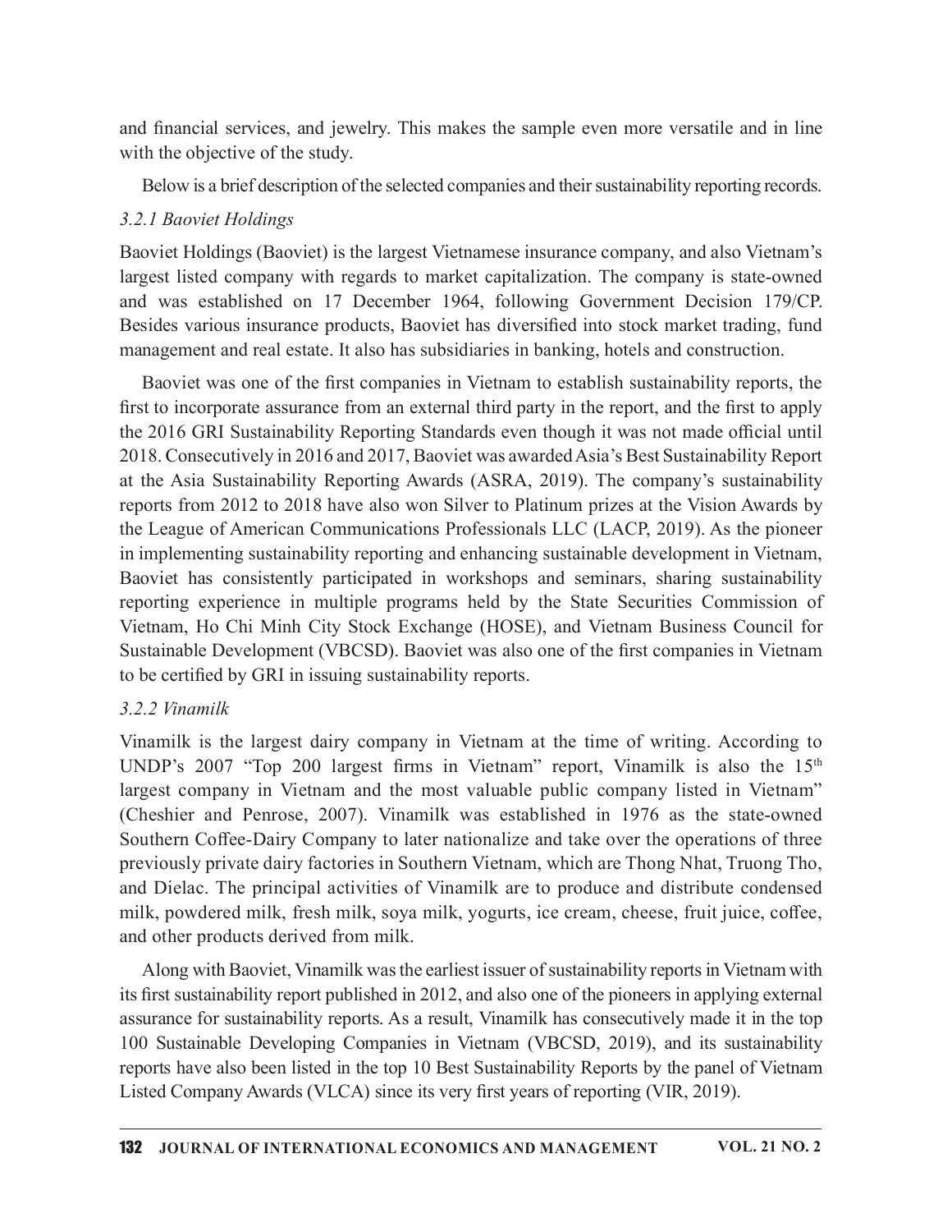and financial services, and jewelry. This makes the sample even more versatile and in line with the objective of the study.

Below is a brief description of the selected companies and their sustainability reporting records.

### *3.2.1 Baoviet Holdings*

Baoviet Holdings (Baoviet) is the largest Vietnamese insurance company, and also Vietnam's largest listed company with regards to market capitalization. The company is state-owned and was established on 17 December 1964, following Government Decision 179/CP. Besides various insurance products, Baoviet has diversified into stock market trading, fund management and real estate. It also has subsidiaries in banking, hotels and construction.

Baoviet was one of the first companies in Vietnam to establish sustainability reports, the first to incorporate assurance from an external third party in the report, and the first to apply the 2016 GRI Sustainability Reporting Standards even though it was not made official until 2018. Consecutively in 2016 and 2017, Baoviet was awarded Asia's Best Sustainability Report at the Asia Sustainability Reporting Awards (ASRA, 2019). The company's sustainability reports from 2012 to 2018 have also won Silver to Platinum prizes at the Vision Awards by the League of American Communications Professionals LLC (LACP, 2019). As the pioneer in implementing sustainability reporting and enhancing sustainable development in Vietnam, Baoviet has consistently participated in workshops and seminars, sharing sustainability reporting experience in multiple programs held by the State Securities Commission of Vietnam, Ho Chi Minh City Stock Exchange (HOSE), and Vietnam Business Council for Sustainable Development (VBCSD). Baoviet was also one of the first companies in Vietnam to be certified by GRI in issuing sustainability reports.

### *3.2.2 Vinamilk*

Vinamilk is the largest dairy company in Vietnam at the time of writing. According to UNDP's 2007 "Top 200 largest firms in Vietnam" report, Vinamilk is also the 15th largest company in Vietnam and the most valuable public company listed in Vietnam" (Cheshier and Penrose, 2007). Vinamilk was established in 1976 as the state-owned Southern Coffee-Dairy Company to later nationalize and take over the operations of three previously private dairy factories in Southern Vietnam, which are Thong Nhat, Truong Tho, and Dielac. The principal activities of Vinamilk are to produce and distribute condensed milk, powdered milk, fresh milk, soya milk, yogurts, ice cream, cheese, fruit juice, coffee, and other products derived from milk.

Along with Baoviet, Vinamilk was the earliest issuer of sustainability reports in Vietnam with its first sustainability report published in 2012, and also one of the pioneers in applying external assurance for sustainability reports. As a result, Vinamilk has consecutively made it in the top 100 Sustainable Developing Companies in Vietnam (VBCSD, 2019), and its sustainability reports have also been listed in the top 10 Best Sustainability Reports by the panel of Vietnam Listed Company Awards (VLCA) since its very first years of reporting (VIR, 2019).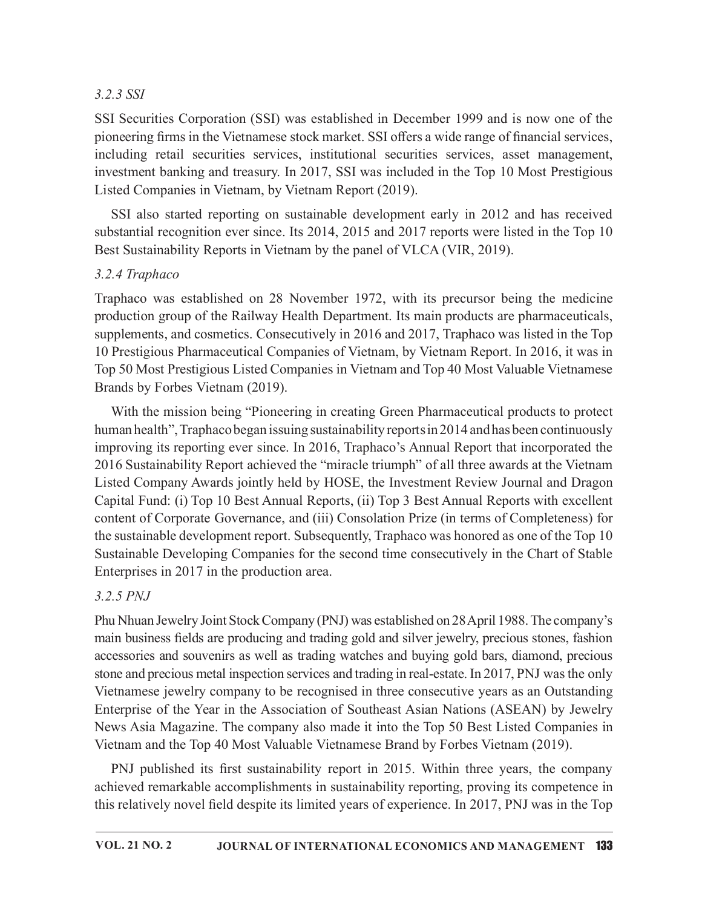#### *3.2.3 SSI*

SSI Securities Corporation (SSI) was established in December 1999 and is now one of the pioneering firms in the Vietnamese stock market. SSI offers a wide range of financial services, including retail securities services, institutional securities services, asset management, investment banking and treasury. In 2017, SSI was included in the Top 10 Most Prestigious Listed Companies in Vietnam, by Vietnam Report (2019).

SSI also started reporting on sustainable development early in 2012 and has received substantial recognition ever since. Its 2014, 2015 and 2017 reports were listed in the Top 10 Best Sustainability Reports in Vietnam by the panel of VLCA (VIR, 2019).

#### *3.2.4 Traphaco*

Traphaco was established on 28 November 1972, with its precursor being the medicine production group of the Railway Health Department. Its main products are pharmaceuticals, supplements, and cosmetics. Consecutively in 2016 and 2017, Traphaco was listed in the Top 10 Prestigious Pharmaceutical Companies of Vietnam, by Vietnam Report. In 2016, it was in Top 50 Most Prestigious Listed Companies in Vietnam and Top 40 Most Valuable Vietnamese Brands by Forbes Vietnam (2019).

With the mission being "Pioneering in creating Green Pharmaceutical products to protect human health", Traphaco began issuing sustainability reports in 2014 and has been continuously improving its reporting ever since. In 2016, Traphaco's Annual Report that incorporated the 2016 Sustainability Report achieved the "miracle triumph" of all three awards at the Vietnam Listed Company Awards jointly held by HOSE, the Investment Review Journal and Dragon Capital Fund: (i) Top 10 Best Annual Reports, (ii) Top 3 Best Annual Reports with excellent content of Corporate Governance, and (iii) Consolation Prize (in terms of Completeness) for the sustainable development report. Subsequently, Traphaco was honored as one of the Top 10 Sustainable Developing Companies for the second time consecutively in the Chart of Stable Enterprises in 2017 in the production area.

#### *3.2.5 PNJ*

Phu Nhuan Jewelry Joint Stock Company (PNJ) was established on 28 April 1988. The company's main business fields are producing and trading gold and silver jewelry, precious stones, fashion accessories and souvenirs as well as trading watches and buying gold bars, diamond, precious stone and precious metal inspection services and trading in real-estate. In 2017, PNJ was the only Vietnamese jewelry company to be recognised in three consecutive years as an Outstanding Enterprise of the Year in the Association of Southeast Asian Nations (ASEAN) by Jewelry News Asia Magazine. The company also made it into the Top 50 Best Listed Companies in Vietnam and the Top 40 Most Valuable Vietnamese Brand by Forbes Vietnam (2019).

PNJ published its first sustainability report in 2015. Within three years, the company achieved remarkable accomplishments in sustainability reporting, proving its competence in this relatively novel field despite its limited years of experience. In 2017, PNJ was in the Top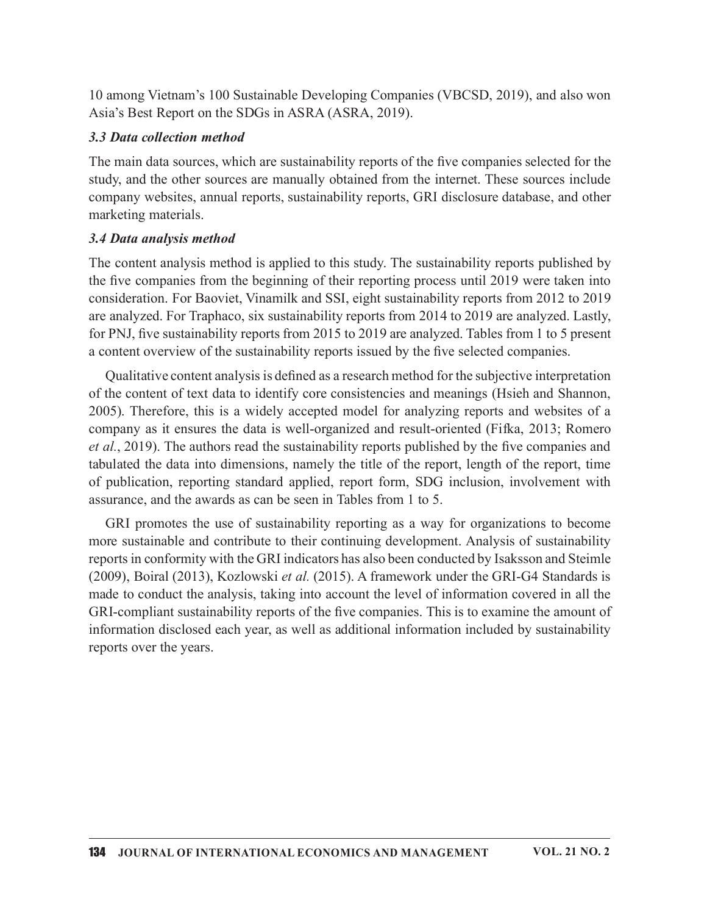10 among Vietnam's 100 Sustainable Developing Companies (VBCSD, 2019), and also won Asia's Best Report on the SDGs in ASRA (ASRA, 2019).

### *3.3 Data collection method*

The main data sources, which are sustainability reports of the five companies selected for the study, and the other sources are manually obtained from the internet. These sources include company websites, annual reports, sustainability reports, GRI disclosure database, and other marketing materials.

### *3.4 Data analysis method*

The content analysis method is applied to this study. The sustainability reports published by the five companies from the beginning of their reporting process until 2019 were taken into consideration. For Baoviet, Vinamilk and SSI, eight sustainability reports from 2012 to 2019 are analyzed. For Traphaco, six sustainability reports from 2014 to 2019 are analyzed. Lastly, for PNJ, five sustainability reports from 2015 to 2019 are analyzed. Tables from 1 to 5 present a content overview of the sustainability reports issued by the five selected companies.

Qualitative content analysis is defined as a research method for the subjective interpretation of the content of text data to identify core consistencies and meanings (Hsieh and Shannon, 2005). Therefore, this is a widely accepted model for analyzing reports and websites of a company as it ensures the data is well-organized and result-oriented (Fifka, 2013; Romero *et al.*, 2019). The authors read the sustainability reports published by the five companies and tabulated the data into dimensions, namely the title of the report, length of the report, time of publication, reporting standard applied, report form, SDG inclusion, involvement with assurance, and the awards as can be seen in Tables from 1 to 5.

GRI promotes the use of sustainability reporting as a way for organizations to become more sustainable and contribute to their continuing development. Analysis of sustainability reports in conformity with the GRI indicators has also been conducted by Isaksson and Steimle (2009), Boiral (2013), Kozlowski *et al.* (2015). A framework under the GRI-G4 Standards is made to conduct the analysis, taking into account the level of information covered in all the GRI-compliant sustainability reports of the five companies. This is to examine the amount of information disclosed each year, as well as additional information included by sustainability reports over the years.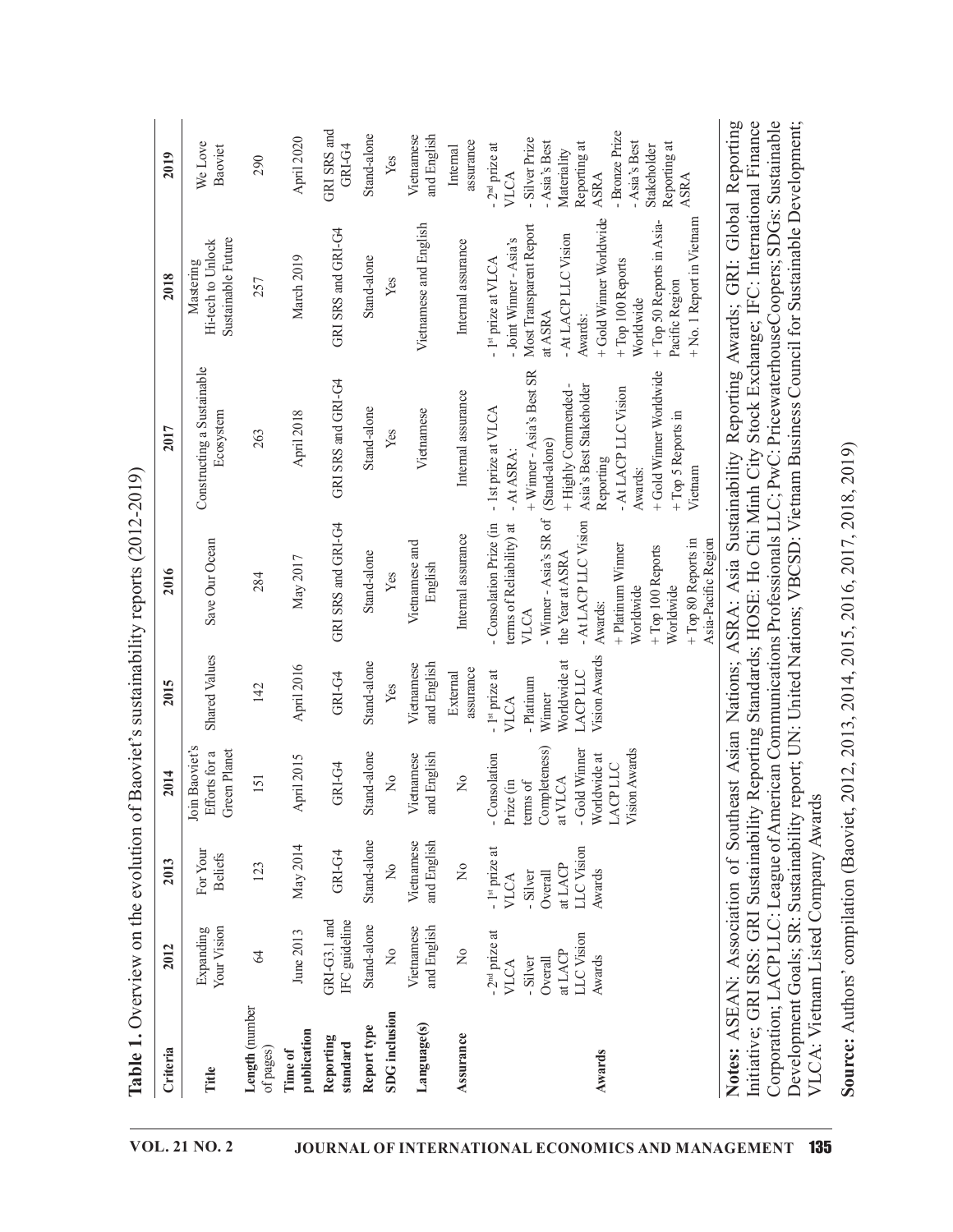**Table 1.** Overview on the evolution of Baoviet's sustainability reports (2012-2019)

| Criteria | 2012 | 2013 | 2014 | 2015 | 2016 | 2017 | 2018 | 2019 |
|---|---|---|---|---|---|---|---|---|
| **Title** | Expanding Your Vision | For Your Beliefs | Join Baoviet's Efforts for a Green Planet | Shared Values | Save Our Ocean | Constructing a Sustainable Ecosystem | Mastering Hi-tech to Unlock Sustainable Future | We Love Baoviet |
| **Length** (number of pages) | 64 | 123 | 151 | 142 | 284 | 263 | 257 | 290 |
| **Time of publication** | June 2013 | May 2014 | April 2015 | April 2016 | May 2017 | April 2018 | March 2019 | April 2020 |
| **Reporting standard** | GRI-G3.1 and IFC guideline | GRI-G4 | GRI-G4 | GRI-G4 | GRI SRS and GRI-G4 | GRI SRS and GRI-G4 | GRI SRS and GRI-G4 | GRI SRS and GRI-G4 |
| **Report type** | Stand-alone | Stand-alone | Stand-alone | Stand-alone | Stand-alone | Stand-alone | Stand-alone | Stand-alone |
| **SDG inclusion** | No | No | No | Yes | Yes | Yes | Yes | Yes |
| **Language(s)** | Vietnamese and English | Vietnamese and English | Vietnamese and English | Vietnamese and English | Vietnamese and English | Vietnamese | Vietnamese and English | Vietnamese and English |
| **Assurance** | No | No | No | External assurance | Internal assurance | Internal assurance | Internal assurance | Internal assurance |
| **Awards** | - 2nd prize at VLCA<br>- Silver Overall at LACP LLC Vision Awards | - 1st prize at VLCA<br>- Silver Overall at LACP LLC Vision Awards | - Consolation Prize (in terms of Completeness) at VLCA<br>- Gold Winner Worldwide at LACP LLC Vision Awards | - 1st prize at VLCA<br>- Platinum Winner Worldwide at LACP LLC Vision Awards | - Consolation Prize (in terms of Reliability) at VLCA<br>- Winner - Asia's SR of the Year at ASRA<br>- At LACP LLC Vision Awards:<br>+ Platinum Winner Worldwide<br>+ Top 100 Reports Worldwide<br>+ Top 80 Reports in Asia-Pacific Region | - 1st prize at VLCA<br>- At ASRA:<br>+ Winner - Asia's Best SR (Stand-alone)<br>+ Highly Commended - Asia's Best Stakeholder Reporting<br>- At LACP LLC Vision Awards:<br>+ Gold Winner Worldwide<br>+ Top 5 Reports in Vietnam | - 1st prize at VLCA<br>- Joint Winner - Asia's Most Transparent Report at ASRA<br>- At LACP LLC Vision Awards:<br>+ Gold Winner Worldwide<br>+ Top 100 Reports Worldwide<br>+ Top 50 Reports in Asia-Pacific Region<br>+ No. 1 Report in Vietnam | - 2nd prize at VLCA<br>- Silver Prize - Asia's Best Materiality Reporting at ASRA<br>- Bronze Prize - Asia's Best Stakeholder Reporting at ASRA |

**Notes:** ASEAN: Association of Southeast Asian Nations; ASRA: Asia Sustainability Reporting Awards; GRI: Global Reporting Initiative; GRI SRS: GRI Sustainability Reporting Standards; HOSE: Ho Chi Minh City Stock Exchange; IFC: International Finance Corporation; LACP LLC: League of American Communications Professionals LLC; PwC: PricewaterhouseCoopers; SDGs: Sustainable Development Goals; SR: Sustainability report; UN: United Nations; VBCSD: Vietnam Business Council for Sustainable Development; VLCA: Vietnam Listed Company Awards

**Source:** Authors' compilation (Baoviet, 2012, 2013, 2014, 2015, 2016, 2017, 2018, 2019)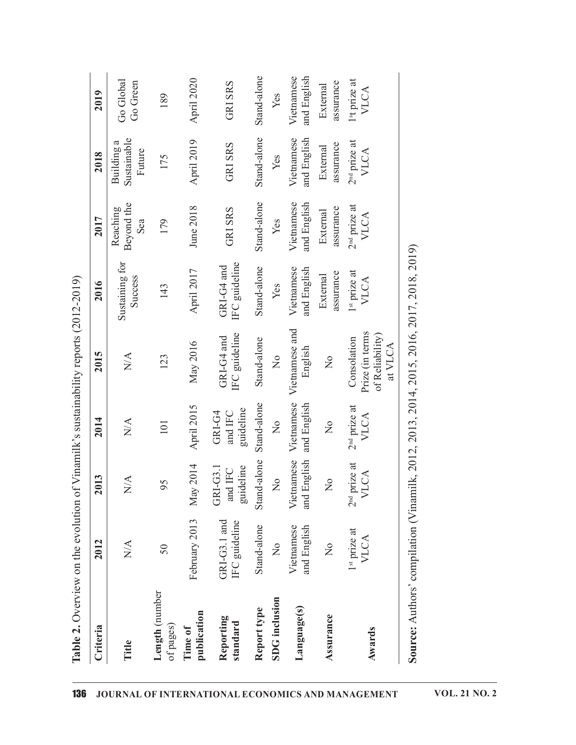**Table 2.** Overview on the evolution of Vinamilk's sustainability reports (2012-2019)

| Criteria | 2012 | 2013 | 2014 | 2015 | 2016 | 2017 | 2018 | 2019 |
|---|---|---|---|---|---|---|---|---|
| **Title** | N/A | N/A | N/A | N/A | Sustaining for Success | Reaching Beyond the Sea | Building a Sustainable Future | Go Global Go Green |
| **Length** (number of pages) | 50 | 95 | 101 | 123 | 143 | 179 | 175 | 189 |
| **Time of publication** | February 2013 | May 2014 | April 2015 | May 2016 | April 2017 | June 2018 | April 2019 | April 2020 |
| **Reporting standard** | GRI-G3.1 and IFC guideline | GRI-G3.1 and IFC guideline | GRI-G4 and IFC guideline | GRI-G4 and IFC guideline | GRI-G4 and IFC guideline | GRI SRS | GRI SRS | GRI SRS |
| **Report type** | Stand-alone | Stand-alone | Stand-alone | Stand-alone | Stand-alone | Stand-alone | Stand-alone | Stand-alone |
| **SDG inclusion** | No | No | No | No | Yes | Yes | Yes | Yes |
| **Language(s)** | Vietnamese and English | Vietnamese and English | Vietnamese and English | Vietnamese and English | Vietnamese and English | Vietnamese and English | Vietnamese and English | Vietnamese and English |
| **Assurance** | No | No | No | No | External assurance | External assurance | External assurance | External assurance |
| **Awards** | 1st prize at VLCA | 2nd prize at VLCA | 2nd prize at VLCA | Consolation Prize (in terms of Reliability) at VLCA | 1st prize at VLCA | 2nd prize at VLCA | 2nd prize at VLCA | 1st prize at VLCA |

**Source:** Authors' compilation (Vinamilk, 2012, 2013, 2014, 2015, 2016, 2017, 2018, 2019)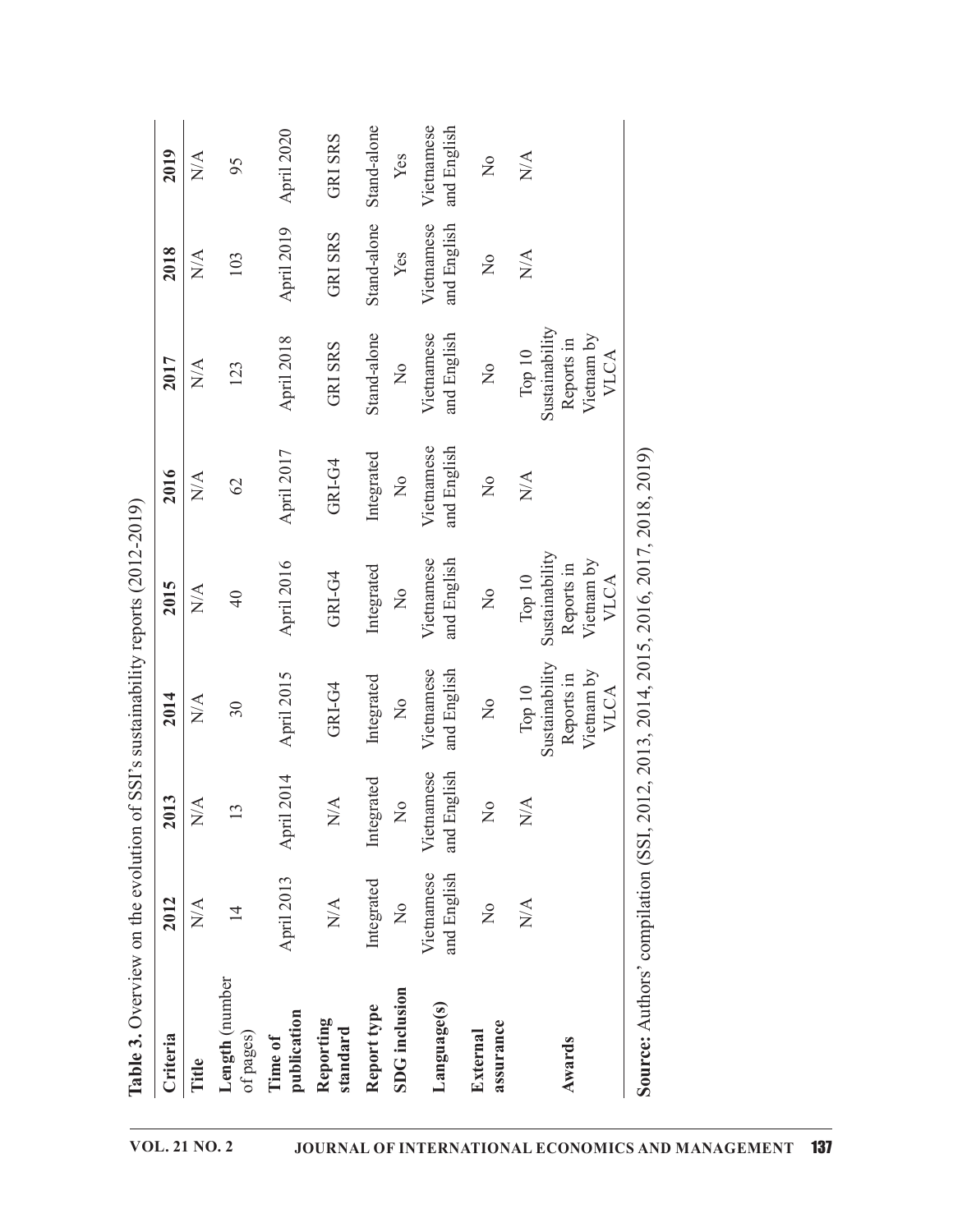**Table 3.** Overview on the evolution of SSI's sustainability reports (2012-2019)

| Criteria | 2012 | 2013 | 2014 | 2015 | 2016 | 2017 | 2018 | 2019 |
|---|---|---|---|---|---|---|---|---|
| **Title** | N/A | N/A | N/A | N/A | N/A | N/A | N/A | N/A |
| **Length** (number of pages) | 14 | 13 | 30 | 40 | 62 | 123 | 103 | 95 |
| **Time of publication** | April 2013 | April 2014 | April 2015 | April 2016 | April 2017 | April 2018 | April 2019 | April 2020 |
| **Reporting standard** | N/A | N/A | GRI-G4 | GRI-G4 | GRI-G4 | GRI SRS | GRI SRS | GRI SRS |
| **Report type** | Integrated | Integrated | Integrated | Integrated | Integrated | Stand-alone | Stand-alone | Stand-alone |
| **SDG inclusion** | No | No | No | No | No | No | Yes | Yes |
| **Language(s)** | Vietnamese and English | Vietnamese and English | Vietnamese and English | Vietnamese and English | Vietnamese and English | Vietnamese and English | Vietnamese and English | Vietnamese and English |
| **External assurance** | No | No | No | No | No | No | No | No |
| **Awards** | N/A | N/A | Top 10 Sustainability Reports in Vietnam by VLCA | Top 10 Sustainability Reports in Vietnam by VLCA | N/A | Top 10 Sustainability Reports in Vietnam by VLCA | N/A | N/A |

**Source:** Authors' compilation (SSI, 2012, 2013, 2014, 2015, 2016, 2017, 2018, 2019)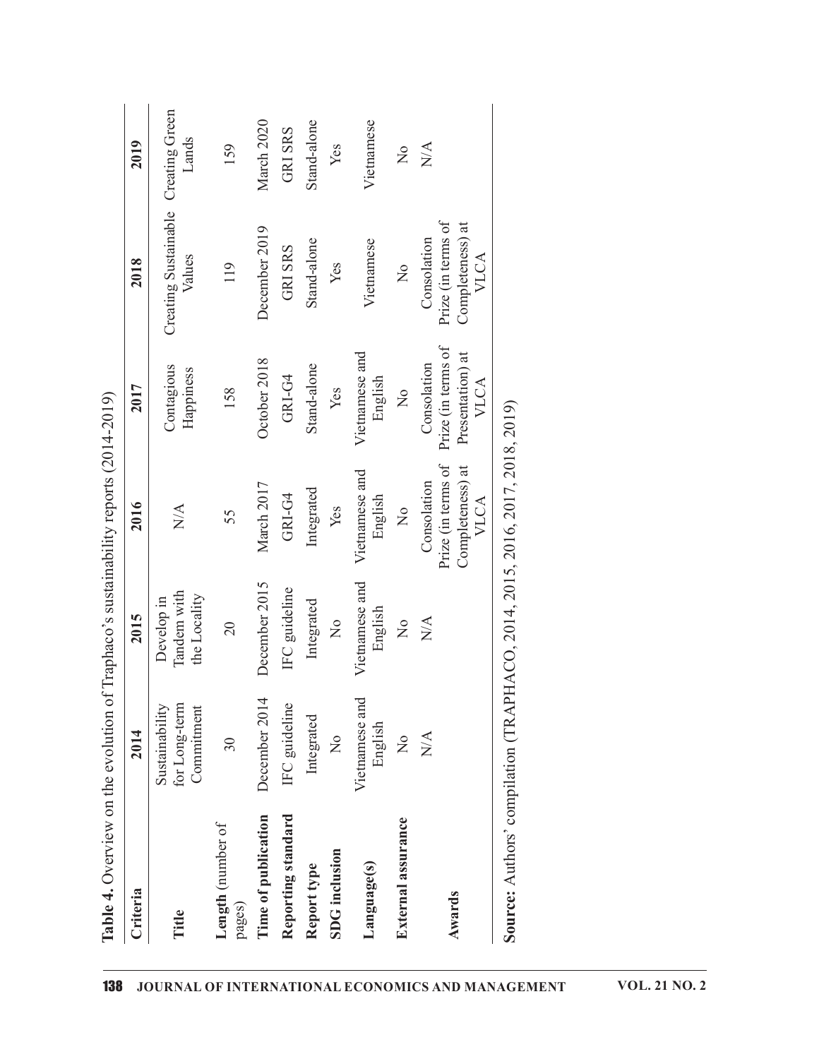**Table 4.** Overview on the evolution of Traphaco's sustainability reports (2014-2019)

| Criteria | 2014 | 2015 | 2016 | 2017 | 2018 | 2019 |
|---|---|---|---|---|---|---|
| **Title** | Sustainability for Long-term Commitment | Develop in Tandem with the Locality | N/A | Contagious Happiness | Creating Sustainable Values | Creating Green Lands |
| **Length** (number of pages) | 30 | 20 | 55 | 158 | 119 | 159 |
| **Time of publication** | December 2014 | December 2015 | March 2017 | October 2018 | December 2019 | March 2020 |
| **Reporting standard** | IFC guideline | IFC guideline | GRI-G4 | GRI-G4 | GRI SRS | GRI SRS |
| **Report type** | Integrated | Integrated | Integrated | Stand-alone | Stand-alone | Stand-alone |
| **SDG inclusion** | No | No | Yes | Yes | Yes | Yes |
| **Language(s)** | Vietnamese and English | Vietnamese and English | Vietnamese and English | Vietnamese and English | Vietnamese | Vietnamese |
| **External assurance** | No | No | No | No | No | No |
| **Awards** | N/A | N/A | Consolation Prize (in terms of Completeness) at VLCA | Consolation Prize (in terms of Presentation) at VLCA | Consolation Prize (in terms of Completeness) at VLCA | N/A |

**Source:** Authors' compilation (TRAPHACO, 2014, 2015, 2016, 2017, 2018, 2019)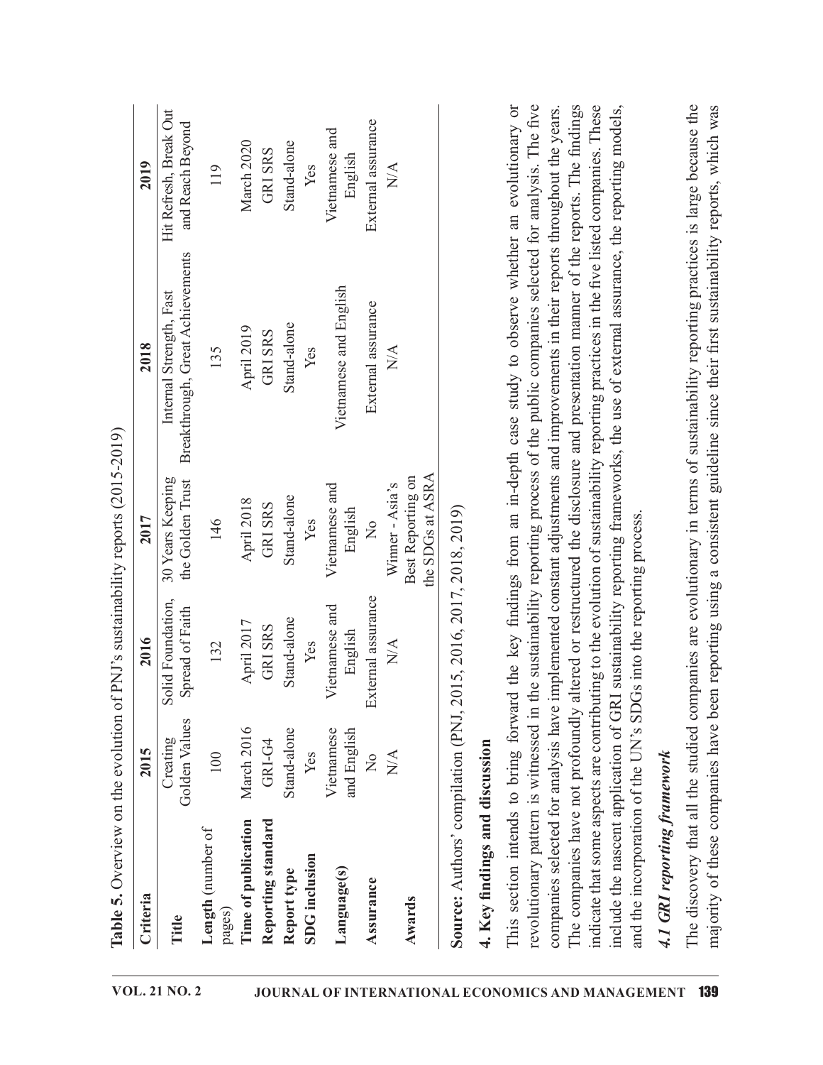**Table 5.** Overview on the evolution of PNJ's sustainability reports (2015-2019)

| Criteria | 2015 | 2016 | 2017 | 2018 | 2019 |
|---|---|---|---|---|---|
| **Title** | Creating Golden Values | Solid Foundation, Spread of Faith | 30 Years Keeping the Golden Trust | Internal Strength, Fast Breakthrough, Great Achievements | Hit Refresh, Break Out and Reach Beyond |
| **Length** (number of pages) | 100 | 132 | 146 | 135 | 119 |
| **Time of publication** | March 2016 | April 2017 | April 2018 | April 2019 | March 2020 |
| **Reporting standard** | GRI-G4 | GRI SRS | GRI SRS | GRI SRS | GRI SRS |
| **Report type** | Stand-alone | Stand-alone | Stand-alone | Stand-alone | Stand-alone |
| **SDG inclusion** | Yes | Yes | Yes | Yes | Yes |
| **Language(s)** | Vietnamese and English | Vietnamese and English | Vietnamese and English | Vietnamese and English | Vietnamese and English |
| **Assurance** | No | External assurance | No | External assurance | External assurance |
| **Awards** | N/A | N/A | Winner - Asia's Best Reporting on the SDGs at ASRA | N/A | N/A |

**Source:** Authors' compilation (PNJ, 2015, 2016, 2017, 2018, 2019)

## 4. Key findings and discussion

This section intends to bring forward the key findings from an in-depth case study to observe whether an evolutionary or revolutionary pattern is witnessed in the sustainability reporting process of the public companies selected for analysis. The five companies selected for analysis have implemented constant adjustments and improvements in their reports throughout the years. The companies have not profoundly altered or restructured the disclosure and presentation manner of the reports. The findings indicate that some aspects are contributing to the evolution of sustainability reporting practices in the five listed companies. These include the nascent application of GRI sustainability reporting frameworks, the use of external assurance, the reporting models, and the incorporation of the UN's SDGs into the reporting process.

### *4.1 GRI reporting framework*

The discovery that all the studied companies are evolutionary in terms of sustainability reporting practices is large because the majority of these companies have been reporting using a consistent guideline since their first sustainability reports, which was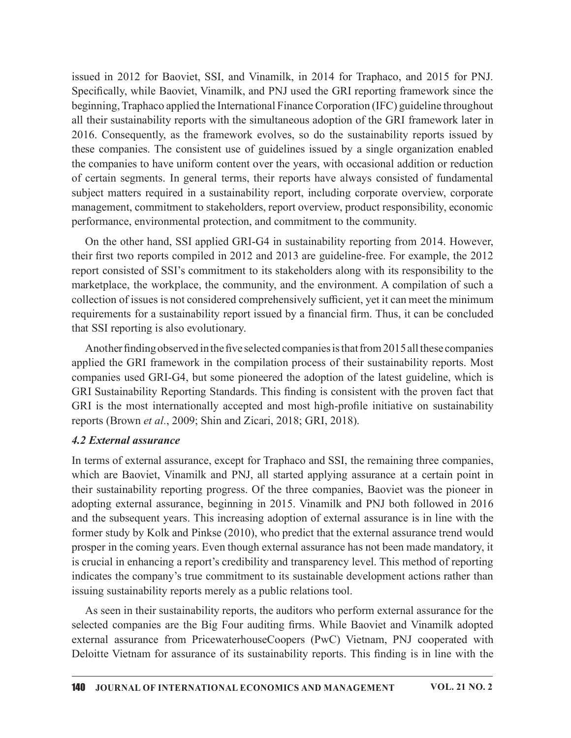issued in 2012 for Baoviet, SSI, and Vinamilk, in 2014 for Traphaco, and 2015 for PNJ. Specifically, while Baoviet, Vinamilk, and PNJ used the GRI reporting framework since the beginning, Traphaco applied the International Finance Corporation (IFC) guideline throughout all their sustainability reports with the simultaneous adoption of the GRI framework later in 2016. Consequently, as the framework evolves, so do the sustainability reports issued by these companies. The consistent use of guidelines issued by a single organization enabled the companies to have uniform content over the years, with occasional addition or reduction of certain segments. In general terms, their reports have always consisted of fundamental subject matters required in a sustainability report, including corporate overview, corporate management, commitment to stakeholders, report overview, product responsibility, economic performance, environmental protection, and commitment to the community.

On the other hand, SSI applied GRI-G4 in sustainability reporting from 2014. However, their first two reports compiled in 2012 and 2013 are guideline-free. For example, the 2012 report consisted of SSI's commitment to its stakeholders along with its responsibility to the marketplace, the workplace, the community, and the environment. A compilation of such a collection of issues is not considered comprehensively sufficient, yet it can meet the minimum requirements for a sustainability report issued by a financial firm. Thus, it can be concluded that SSI reporting is also evolutionary.

Another finding observed in the five selected companies is that from 2015 all these companies applied the GRI framework in the compilation process of their sustainability reports. Most companies used GRI-G4, but some pioneered the adoption of the latest guideline, which is GRI Sustainability Reporting Standards. This finding is consistent with the proven fact that GRI is the most internationally accepted and most high-profile initiative on sustainability reports (Brown *et al*., 2009; Shin and Zicari, 2018; GRI, 2018).

### *4.2 External assurance*

In terms of external assurance, except for Traphaco and SSI, the remaining three companies, which are Baoviet, Vinamilk and PNJ, all started applying assurance at a certain point in their sustainability reporting progress. Of the three companies, Baoviet was the pioneer in adopting external assurance, beginning in 2015. Vinamilk and PNJ both followed in 2016 and the subsequent years. This increasing adoption of external assurance is in line with the former study by Kolk and Pinkse (2010), who predict that the external assurance trend would prosper in the coming years. Even though external assurance has not been made mandatory, it is crucial in enhancing a report's credibility and transparency level. This method of reporting indicates the company's true commitment to its sustainable development actions rather than issuing sustainability reports merely as a public relations tool.

As seen in their sustainability reports, the auditors who perform external assurance for the selected companies are the Big Four auditing firms. While Baoviet and Vinamilk adopted external assurance from PricewaterhouseCoopers (PwC) Vietnam, PNJ cooperated with Deloitte Vietnam for assurance of its sustainability reports. This finding is in line with the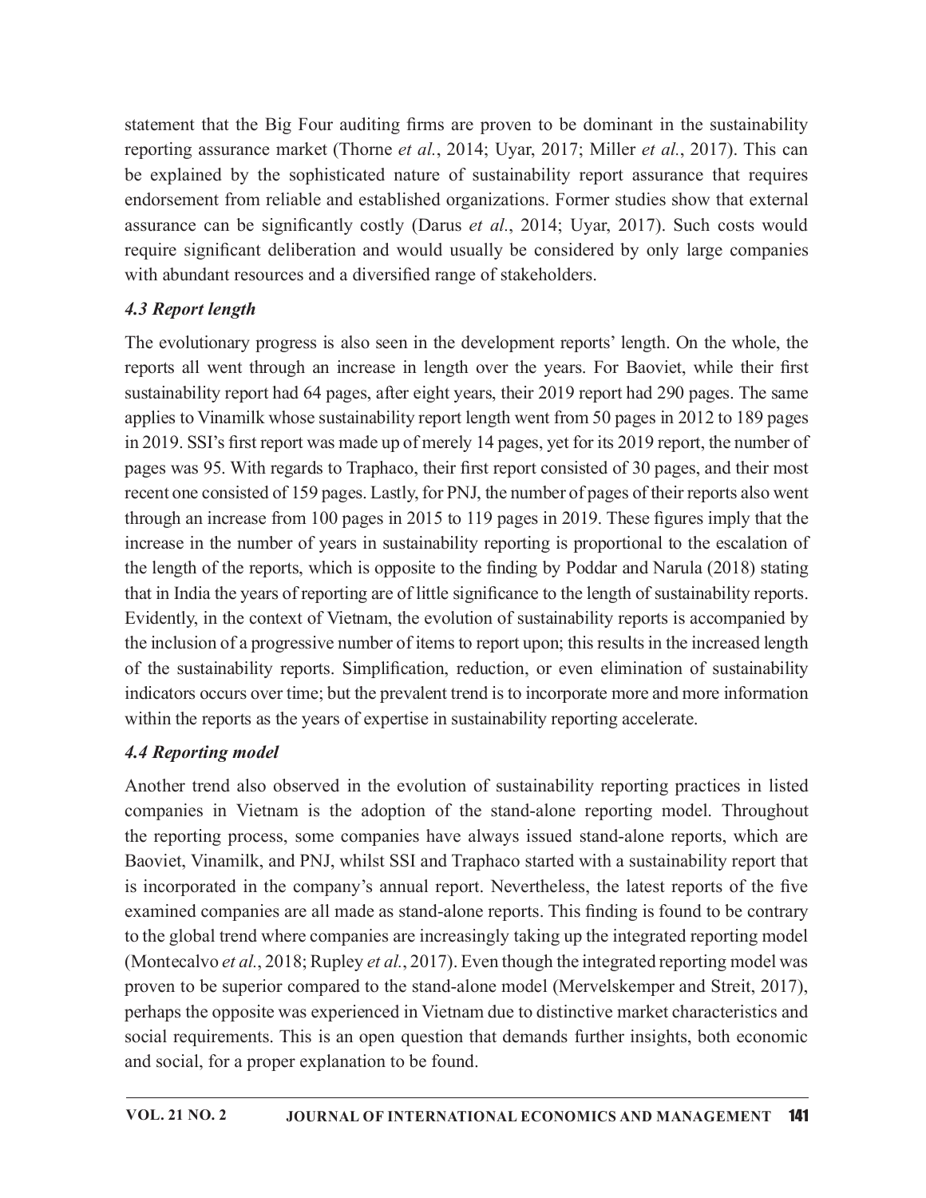statement that the Big Four auditing firms are proven to be dominant in the sustainability reporting assurance market (Thorne *et al.*, 2014; Uyar, 2017; Miller *et al.*, 2017). This can be explained by the sophisticated nature of sustainability report assurance that requires endorsement from reliable and established organizations. Former studies show that external assurance can be significantly costly (Darus *et al.*, 2014; Uyar, 2017). Such costs would require significant deliberation and would usually be considered by only large companies with abundant resources and a diversified range of stakeholders.

### *4.3 Report length*

The evolutionary progress is also seen in the development reports' length. On the whole, the reports all went through an increase in length over the years. For Baoviet, while their first sustainability report had 64 pages, after eight years, their 2019 report had 290 pages. The same applies to Vinamilk whose sustainability report length went from 50 pages in 2012 to 189 pages in 2019. SSI's first report was made up of merely 14 pages, yet for its 2019 report, the number of pages was 95. With regards to Traphaco, their first report consisted of 30 pages, and their most recent one consisted of 159 pages. Lastly, for PNJ, the number of pages of their reports also went through an increase from 100 pages in 2015 to 119 pages in 2019. These figures imply that the increase in the number of years in sustainability reporting is proportional to the escalation of the length of the reports, which is opposite to the finding by Poddar and Narula (2018) stating that in India the years of reporting are of little significance to the length of sustainability reports. Evidently, in the context of Vietnam, the evolution of sustainability reports is accompanied by the inclusion of a progressive number of items to report upon; this results in the increased length of the sustainability reports. Simplification, reduction, or even elimination of sustainability indicators occurs over time; but the prevalent trend is to incorporate more and more information within the reports as the years of expertise in sustainability reporting accelerate.

### *4.4 Reporting model*

Another trend also observed in the evolution of sustainability reporting practices in listed companies in Vietnam is the adoption of the stand-alone reporting model. Throughout the reporting process, some companies have always issued stand-alone reports, which are Baoviet, Vinamilk, and PNJ, whilst SSI and Traphaco started with a sustainability report that is incorporated in the company's annual report. Nevertheless, the latest reports of the five examined companies are all made as stand-alone reports. This finding is found to be contrary to the global trend where companies are increasingly taking up the integrated reporting model (Montecalvo *et al.*, 2018; Rupley *et al.*, 2017). Even though the integrated reporting model was proven to be superior compared to the stand-alone model (Mervelskemper and Streit, 2017), perhaps the opposite was experienced in Vietnam due to distinctive market characteristics and social requirements. This is an open question that demands further insights, both economic and social, for a proper explanation to be found.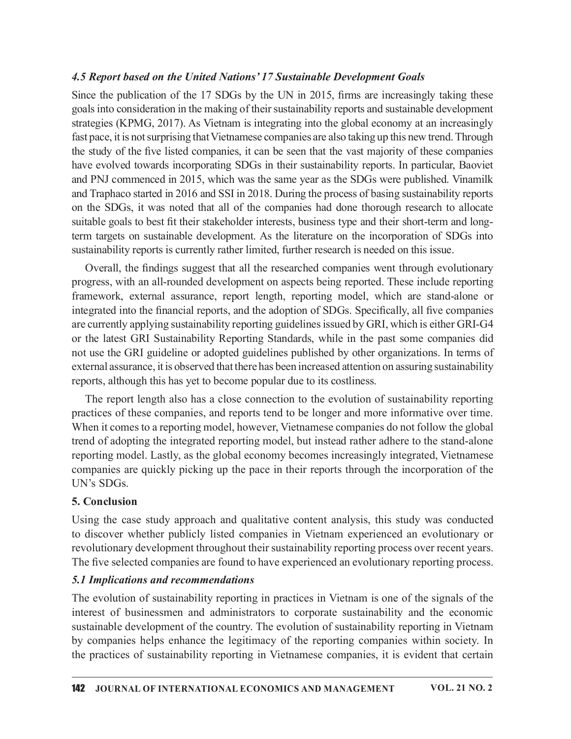### *4.5 Report based on the United Nations' 17 Sustainable Development Goals*

Since the publication of the 17 SDGs by the UN in 2015, firms are increasingly taking these goals into consideration in the making of their sustainability reports and sustainable development strategies (KPMG, 2017). As Vietnam is integrating into the global economy at an increasingly fast pace, it is not surprising that Vietnamese companies are also taking up this new trend. Through the study of the five listed companies, it can be seen that the vast majority of these companies have evolved towards incorporating SDGs in their sustainability reports. In particular, Baoviet and PNJ commenced in 2015, which was the same year as the SDGs were published. Vinamilk and Traphaco started in 2016 and SSI in 2018. During the process of basing sustainability reports on the SDGs, it was noted that all of the companies had done thorough research to allocate suitable goals to best fit their stakeholder interests, business type and their short-term and long-term targets on sustainable development. As the literature on the incorporation of SDGs into sustainability reports is currently rather limited, further research is needed on this issue.

Overall, the findings suggest that all the researched companies went through evolutionary progress, with an all-rounded development on aspects being reported. These include reporting framework, external assurance, report length, reporting model, which are stand-alone or integrated into the financial reports, and the adoption of SDGs. Specifically, all five companies are currently applying sustainability reporting guidelines issued by GRI, which is either GRI-G4 or the latest GRI Sustainability Reporting Standards, while in the past some companies did not use the GRI guideline or adopted guidelines published by other organizations. In terms of external assurance, it is observed that there has been increased attention on assuring sustainability reports, although this has yet to become popular due to its costliness.

The report length also has a close connection to the evolution of sustainability reporting practices of these companies, and reports tend to be longer and more informative over time. When it comes to a reporting model, however, Vietnamese companies do not follow the global trend of adopting the integrated reporting model, but instead rather adhere to the stand-alone reporting model. Lastly, as the global economy becomes increasingly integrated, Vietnamese companies are quickly picking up the pace in their reports through the incorporation of the UN's SDGs.

## 5. Conclusion

Using the case study approach and qualitative content analysis, this study was conducted to discover whether publicly listed companies in Vietnam experienced an evolutionary or revolutionary development throughout their sustainability reporting process over recent years. The five selected companies are found to have experienced an evolutionary reporting process.

### *5.1 Implications and recommendations*

The evolution of sustainability reporting in practices in Vietnam is one of the signals of the interest of businessmen and administrators to corporate sustainability and the economic sustainable development of the country. The evolution of sustainability reporting in Vietnam by companies helps enhance the legitimacy of the reporting companies within society. In the practices of sustainability reporting in Vietnamese companies, it is evident that certain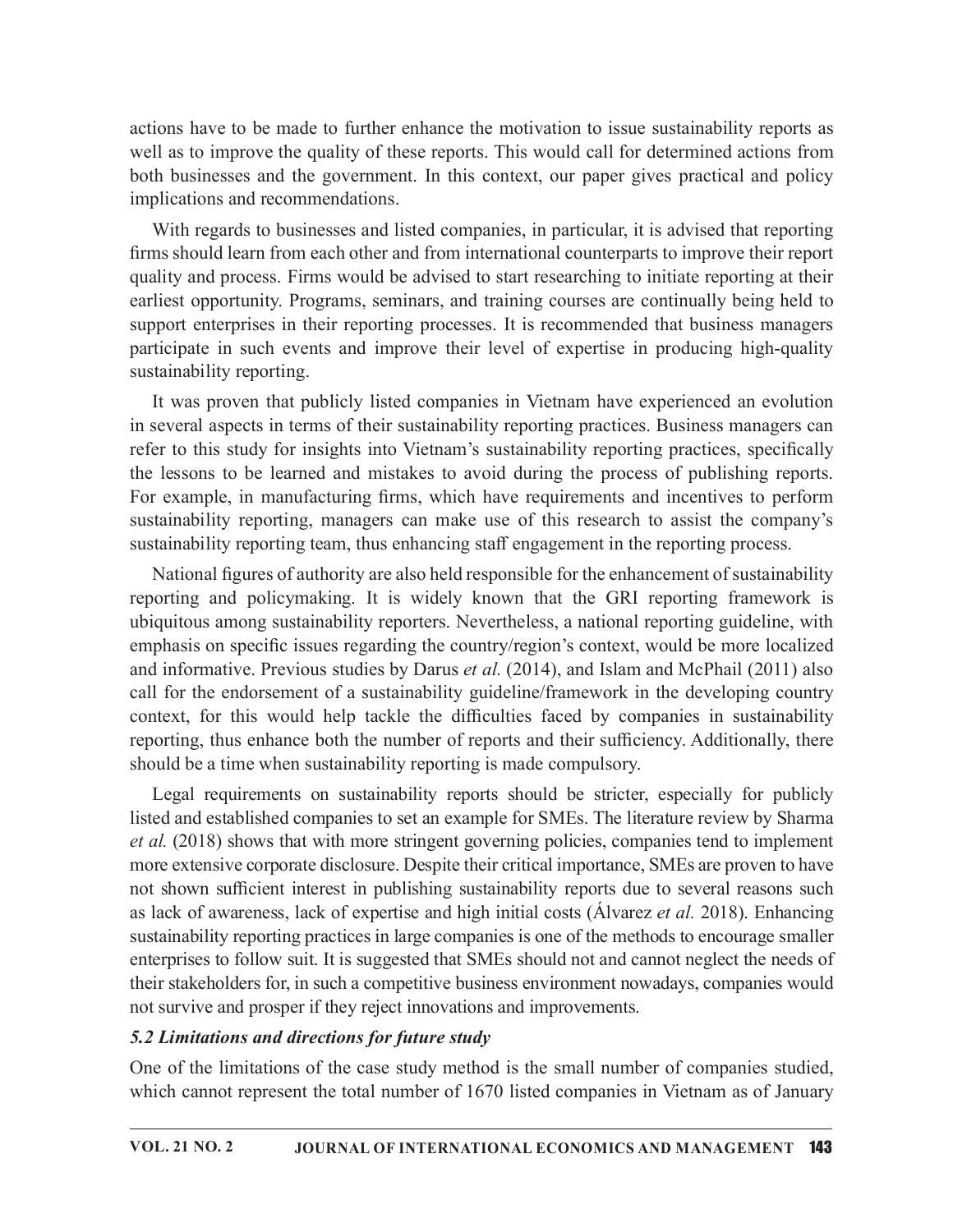actions have to be made to further enhance the motivation to issue sustainability reports as well as to improve the quality of these reports. This would call for determined actions from both businesses and the government. In this context, our paper gives practical and policy implications and recommendations.

With regards to businesses and listed companies, in particular, it is advised that reporting firms should learn from each other and from international counterparts to improve their report quality and process. Firms would be advised to start researching to initiate reporting at their earliest opportunity. Programs, seminars, and training courses are continually being held to support enterprises in their reporting processes. It is recommended that business managers participate in such events and improve their level of expertise in producing high-quality sustainability reporting.

It was proven that publicly listed companies in Vietnam have experienced an evolution in several aspects in terms of their sustainability reporting practices. Business managers can refer to this study for insights into Vietnam's sustainability reporting practices, specifically the lessons to be learned and mistakes to avoid during the process of publishing reports. For example, in manufacturing firms, which have requirements and incentives to perform sustainability reporting, managers can make use of this research to assist the company's sustainability reporting team, thus enhancing staff engagement in the reporting process.

National figures of authority are also held responsible for the enhancement of sustainability reporting and policymaking. It is widely known that the GRI reporting framework is ubiquitous among sustainability reporters. Nevertheless, a national reporting guideline, with emphasis on specific issues regarding the country/region's context, would be more localized and informative. Previous studies by Darus *et al.* (2014), and Islam and McPhail (2011) also call for the endorsement of a sustainability guideline/framework in the developing country context, for this would help tackle the difficulties faced by companies in sustainability reporting, thus enhance both the number of reports and their sufficiency. Additionally, there should be a time when sustainability reporting is made compulsory.

Legal requirements on sustainability reports should be stricter, especially for publicly listed and established companies to set an example for SMEs. The literature review by Sharma *et al.* (2018) shows that with more stringent governing policies, companies tend to implement more extensive corporate disclosure. Despite their critical importance, SMEs are proven to have not shown sufficient interest in publishing sustainability reports due to several reasons such as lack of awareness, lack of expertise and high initial costs (Álvarez *et al.* 2018). Enhancing sustainability reporting practices in large companies is one of the methods to encourage smaller enterprises to follow suit. It is suggested that SMEs should not and cannot neglect the needs of their stakeholders for, in such a competitive business environment nowadays, companies would not survive and prosper if they reject innovations and improvements.

### *5.2 Limitations and directions for future study*

One of the limitations of the case study method is the small number of companies studied, which cannot represent the total number of 1670 listed companies in Vietnam as of January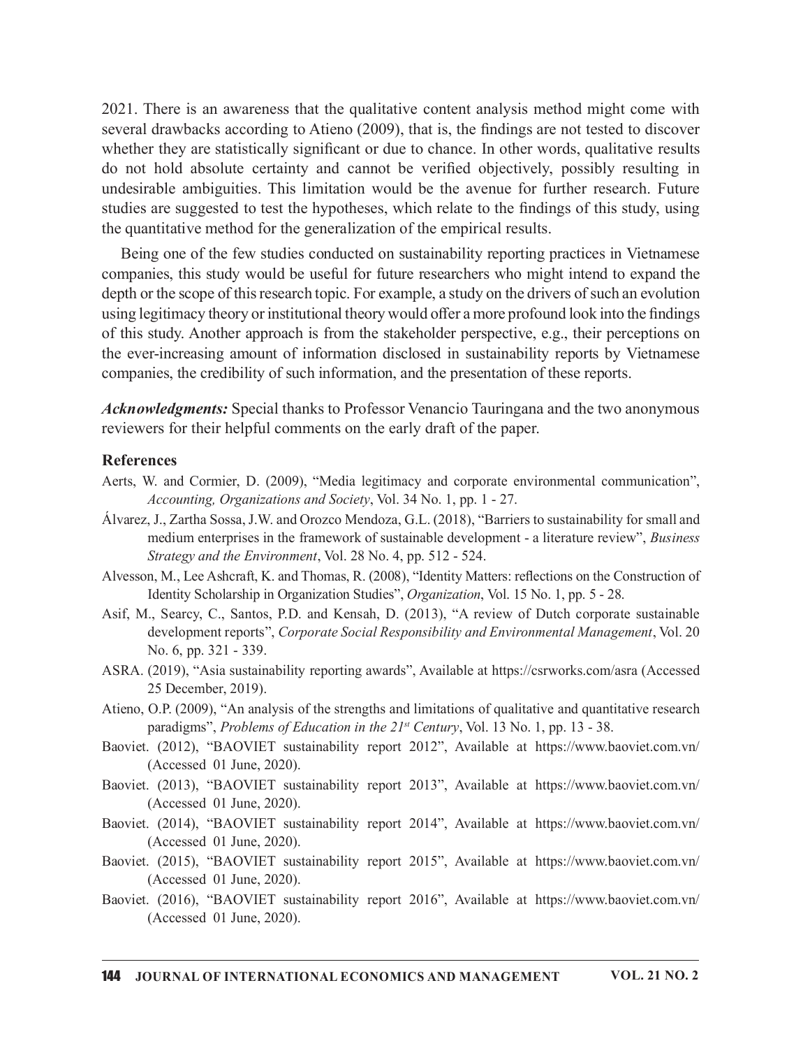2021. There is an awareness that the qualitative content analysis method might come with several drawbacks according to Atieno (2009), that is, the findings are not tested to discover whether they are statistically significant or due to chance. In other words, qualitative results do not hold absolute certainty and cannot be verified objectively, possibly resulting in undesirable ambiguities. This limitation would be the avenue for further research. Future studies are suggested to test the hypotheses, which relate to the findings of this study, using the quantitative method for the generalization of the empirical results.

Being one of the few studies conducted on sustainability reporting practices in Vietnamese companies, this study would be useful for future researchers who might intend to expand the depth or the scope of this research topic. For example, a study on the drivers of such an evolution using legitimacy theory or institutional theory would offer a more profound look into the findings of this study. Another approach is from the stakeholder perspective, e.g., their perceptions on the ever-increasing amount of information disclosed in sustainability reports by Vietnamese companies, the credibility of such information, and the presentation of these reports.

***Acknowledgments:*** Special thanks to Professor Venancio Tauringana and the two anonymous reviewers for their helpful comments on the early draft of the paper.

## References

Aerts, W. and Cormier, D. (2009), "Media legitimacy and corporate environmental communication", *Accounting, Organizations and Society*, Vol. 34 No. 1, pp. 1 - 27.

Álvarez, J., Zartha Sossa, J.W. and Orozco Mendoza, G.L. (2018), "Barriers to sustainability for small and medium enterprises in the framework of sustainable development - a literature review", *Business Strategy and the Environment*, Vol. 28 No. 4, pp. 512 - 524.

Alvesson, M., Lee Ashcraft, K. and Thomas, R. (2008), "Identity Matters: reflections on the Construction of Identity Scholarship in Organization Studies", *Organization*, Vol. 15 No. 1, pp. 5 - 28.

Asif, M., Searcy, C., Santos, P.D. and Kensah, D. (2013), "A review of Dutch corporate sustainable development reports", *Corporate Social Responsibility and Environmental Management*, Vol. 20 No. 6, pp. 321 - 339.

ASRA. (2019), "Asia sustainability reporting awards", Available at https://csrworks.com/asra (Accessed 25 December, 2019).

Atieno, O.P. (2009), "An analysis of the strengths and limitations of qualitative and quantitative research paradigms", *Problems of Education in the 21st Century*, Vol. 13 No. 1, pp. 13 - 38.

Baoviet. (2012), "BAOVIET sustainability report 2012", Available at https://www.baoviet.com.vn/ (Accessed 01 June, 2020).

Baoviet. (2013), "BAOVIET sustainability report 2013", Available at https://www.baoviet.com.vn/ (Accessed 01 June, 2020).

Baoviet. (2014), "BAOVIET sustainability report 2014", Available at https://www.baoviet.com.vn/ (Accessed 01 June, 2020).

Baoviet. (2015), "BAOVIET sustainability report 2015", Available at https://www.baoviet.com.vn/ (Accessed 01 June, 2020).

Baoviet. (2016), "BAOVIET sustainability report 2016", Available at https://www.baoviet.com.vn/ (Accessed 01 June, 2020).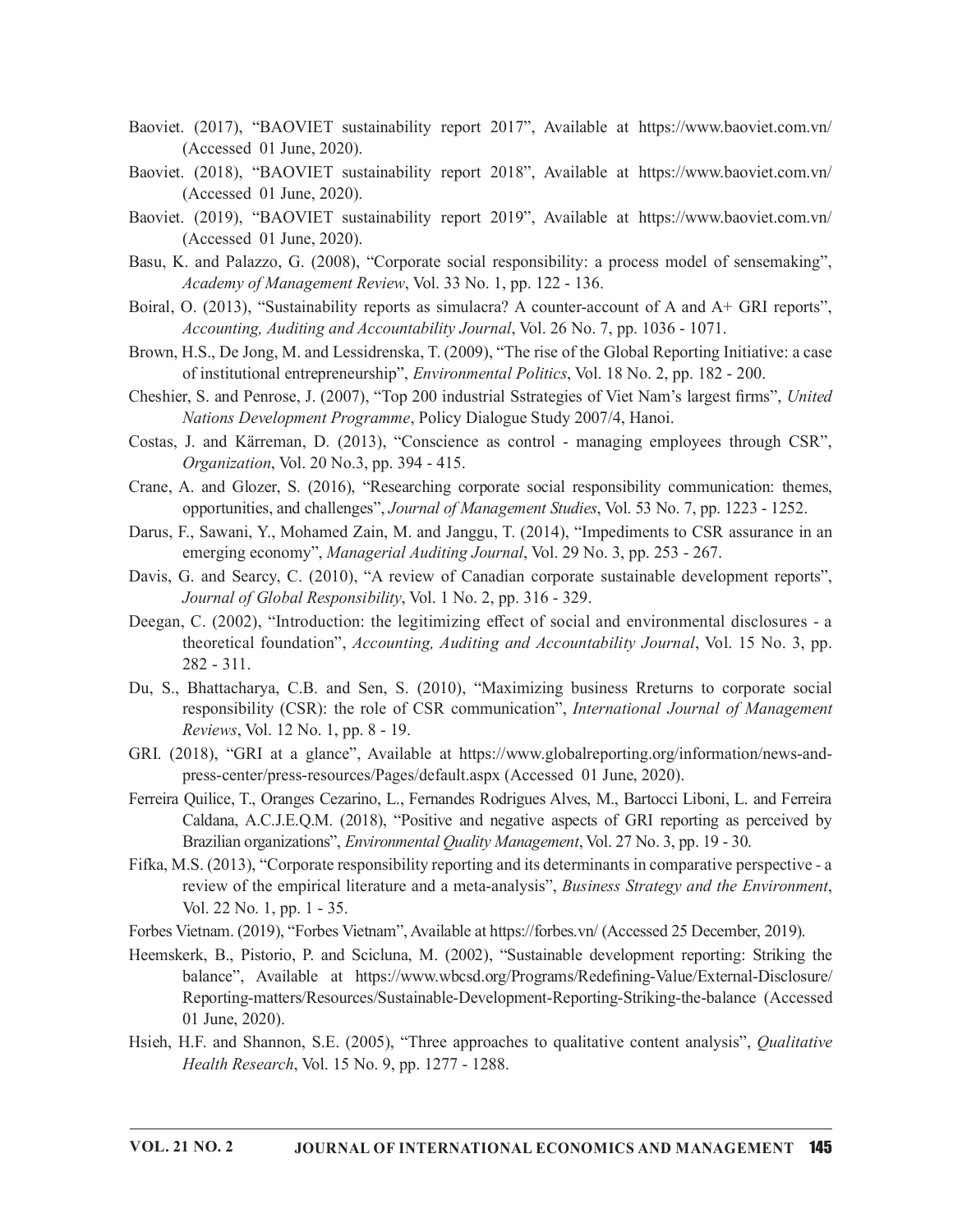Baoviet. (2017), "BAOVIET sustainability report 2017", Available at https://www.baoviet.com.vn/ (Accessed 01 June, 2020).

Baoviet. (2018), "BAOVIET sustainability report 2018", Available at https://www.baoviet.com.vn/ (Accessed 01 June, 2020).

Baoviet. (2019), "BAOVIET sustainability report 2019", Available at https://www.baoviet.com.vn/ (Accessed 01 June, 2020).

Basu, K. and Palazzo, G. (2008), "Corporate social responsibility: a process model of sensemaking", *Academy of Management Review*, Vol. 33 No. 1, pp. 122 - 136.

Boiral, O. (2013), "Sustainability reports as simulacra? A counter-account of A and A+ GRI reports", *Accounting, Auditing and Accountability Journal*, Vol. 26 No. 7, pp. 1036 - 1071.

Brown, H.S., De Jong, M. and Lessidrenska, T. (2009), "The rise of the Global Reporting Initiative: a case of institutional entrepreneurship", *Environmental Politics*, Vol. 18 No. 2, pp. 182 - 200.

Cheshier, S. and Penrose, J. (2007), "Top 200 industrial Sstrategies of Viet Nam's largest firms", *United Nations Development Programme*, Policy Dialogue Study 2007/4, Hanoi.

Costas, J. and Kärreman, D. (2013), "Conscience as control - managing employees through CSR", *Organization*, Vol. 20 No.3, pp. 394 - 415.

Crane, A. and Glozer, S. (2016), "Researching corporate social responsibility communication: themes, opportunities, and challenges", *Journal of Management Studies*, Vol. 53 No. 7, pp. 1223 - 1252.

Darus, F., Sawani, Y., Mohamed Zain, M. and Janggu, T. (2014), "Impediments to CSR assurance in an emerging economy", *Managerial Auditing Journal*, Vol. 29 No. 3, pp. 253 - 267.

Davis, G. and Searcy, C. (2010), "A review of Canadian corporate sustainable development reports", *Journal of Global Responsibility*, Vol. 1 No. 2, pp. 316 - 329.

Deegan, C. (2002), "Introduction: the legitimizing effect of social and environmental disclosures - a theoretical foundation", *Accounting, Auditing and Accountability Journal*, Vol. 15 No. 3, pp. 282 - 311.

Du, S., Bhattacharya, C.B. and Sen, S. (2010), "Maximizing business Rreturns to corporate social responsibility (CSR): the role of CSR communication", *International Journal of Management Reviews*, Vol. 12 No. 1, pp. 8 - 19.

GRI. (2018), "GRI at a glance", Available at https://www.globalreporting.org/information/news-and-press-center/press-resources/Pages/default.aspx (Accessed 01 June, 2020).

Ferreira Quilice, T., Oranges Cezarino, L., Fernandes Rodrigues Alves, M., Bartocci Liboni, L. and Ferreira Caldana, A.C.J.E.Q.M. (2018), "Positive and negative aspects of GRI reporting as perceived by Brazilian organizations", *Environmental Quality Management*, Vol. 27 No. 3, pp. 19 - 30.

Fifka, M.S. (2013), "Corporate responsibility reporting and its determinants in comparative perspective - a review of the empirical literature and a meta-analysis", *Business Strategy and the Environment*, Vol. 22 No. 1, pp. 1 - 35.

Forbes Vietnam. (2019), "Forbes Vietnam", Available at https://forbes.vn/ (Accessed 25 December, 2019).

Heemskerk, B., Pistorio, P. and Scicluna, M. (2002), "Sustainable development reporting: Striking the balance", Available at https://www.wbcsd.org/Programs/Redefining-Value/External-Disclosure/Reporting-matters/Resources/Sustainable-Development-Reporting-Striking-the-balance (Accessed 01 June, 2020).

Hsieh, H.F. and Shannon, S.E. (2005), "Three approaches to qualitative content analysis", *Qualitative Health Research*, Vol. 15 No. 9, pp. 1277 - 1288.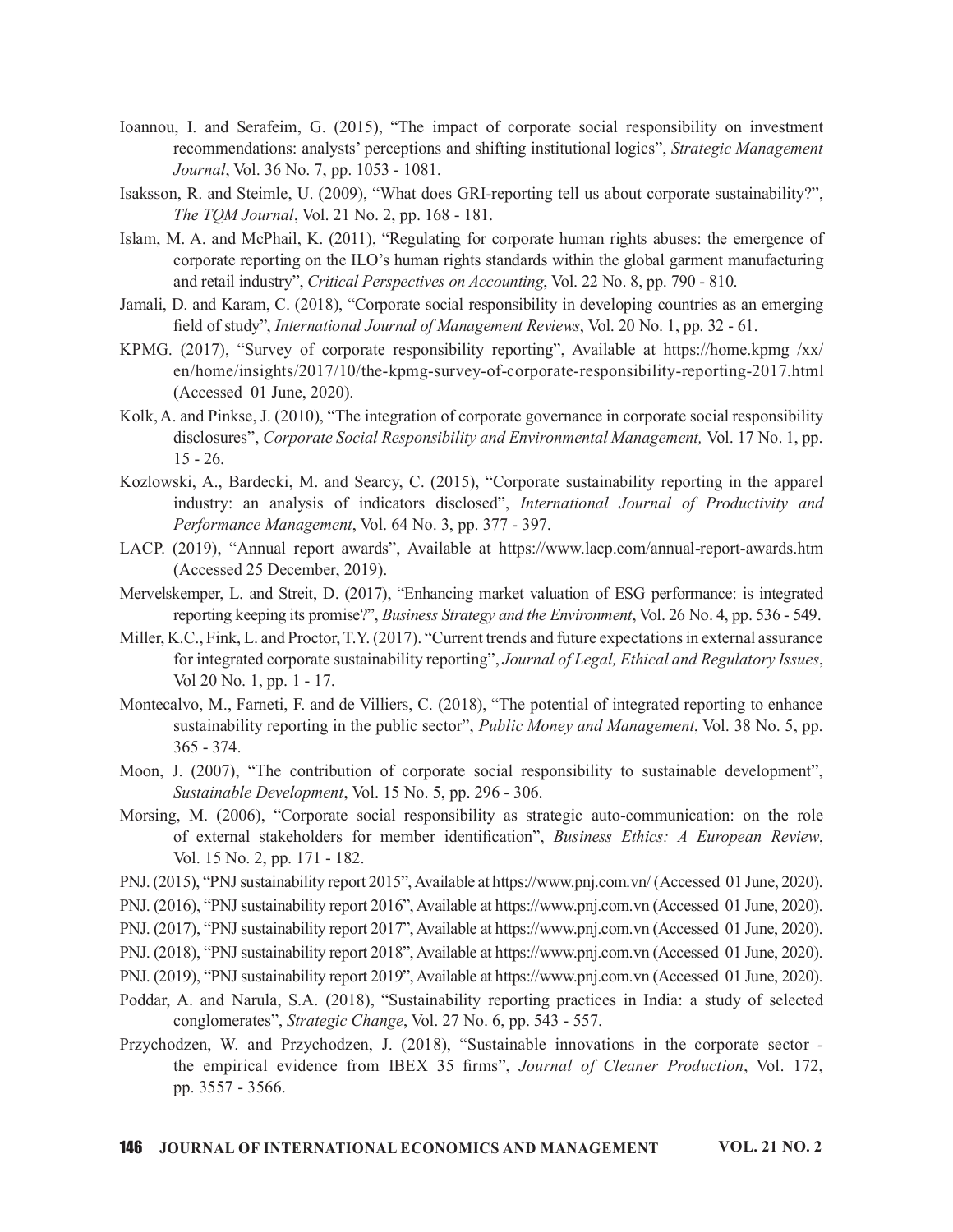Ioannou, I. and Serafeim, G. (2015), "The impact of corporate social responsibility on investment recommendations: analysts' perceptions and shifting institutional logics", *Strategic Management Journal*, Vol. 36 No. 7, pp. 1053 - 1081.

Isaksson, R. and Steimle, U. (2009), "What does GRI-reporting tell us about corporate sustainability?", *The TQM Journal*, Vol. 21 No. 2, pp. 168 - 181.

Islam, M. A. and McPhail, K. (2011), "Regulating for corporate human rights abuses: the emergence of corporate reporting on the ILO's human rights standards within the global garment manufacturing and retail industry", *Critical Perspectives on Accounting*, Vol. 22 No. 8, pp. 790 - 810.

Jamali, D. and Karam, C. (2018), "Corporate social responsibility in developing countries as an emerging field of study", *International Journal of Management Reviews*, Vol. 20 No. 1, pp. 32 - 61.

KPMG. (2017), "Survey of corporate responsibility reporting", Available at https://home.kpmg /xx/en/home/insights/2017/10/the-kpmg-survey-of-corporate-responsibility-reporting-2017.html (Accessed 01 June, 2020).

Kolk, A. and Pinkse, J. (2010), "The integration of corporate governance in corporate social responsibility disclosures", *Corporate Social Responsibility and Environmental Management,* Vol. 17 No. 1, pp. 15 - 26.

Kozlowski, A., Bardecki, M. and Searcy, C. (2015), "Corporate sustainability reporting in the apparel industry: an analysis of indicators disclosed", *International Journal of Productivity and Performance Management*, Vol. 64 No. 3, pp. 377 - 397.

LACP. (2019), "Annual report awards", Available at https://www.lacp.com/annual-report-awards.htm (Accessed 25 December, 2019).

Mervelskemper, L. and Streit, D. (2017), "Enhancing market valuation of ESG performance: is integrated reporting keeping its promise?", *Business Strategy and the Environment*, Vol. 26 No. 4, pp. 536 - 549.

Miller, K.C., Fink, L. and Proctor, T.Y. (2017). "Current trends and future expectations in external assurance for integrated corporate sustainability reporting", *Journal of Legal, Ethical and Regulatory Issues*, Vol 20 No. 1, pp. 1 - 17.

Montecalvo, M., Farneti, F. and de Villiers, C. (2018), "The potential of integrated reporting to enhance sustainability reporting in the public sector", *Public Money and Management*, Vol. 38 No. 5, pp. 365 - 374.

Moon, J. (2007), "The contribution of corporate social responsibility to sustainable development", *Sustainable Development*, Vol. 15 No. 5, pp. 296 - 306.

Morsing, M. (2006), "Corporate social responsibility as strategic auto-communication: on the role of external stakeholders for member identification", *Business Ethics: A European Review*, Vol. 15 No. 2, pp. 171 - 182.

PNJ. (2015), "PNJ sustainability report 2015", Available at https://www.pnj.com.vn/ (Accessed 01 June, 2020).

PNJ. (2016), "PNJ sustainability report 2016", Available at https://www.pnj.com.vn (Accessed 01 June, 2020).

PNJ. (2017), "PNJ sustainability report 2017", Available at https://www.pnj.com.vn (Accessed 01 June, 2020).

PNJ. (2018), "PNJ sustainability report 2018", Available at https://www.pnj.com.vn (Accessed 01 June, 2020).

PNJ. (2019), "PNJ sustainability report 2019", Available at https://www.pnj.com.vn (Accessed 01 June, 2020).

Poddar, A. and Narula, S.A. (2018), "Sustainability reporting practices in India: a study of selected conglomerates", *Strategic Change*, Vol. 27 No. 6, pp. 543 - 557.

Przychodzen, W. and Przychodzen, J. (2018), "Sustainable innovations in the corporate sector - the empirical evidence from IBEX 35 firms", *Journal of Cleaner Production*, Vol. 172, pp. 3557 - 3566.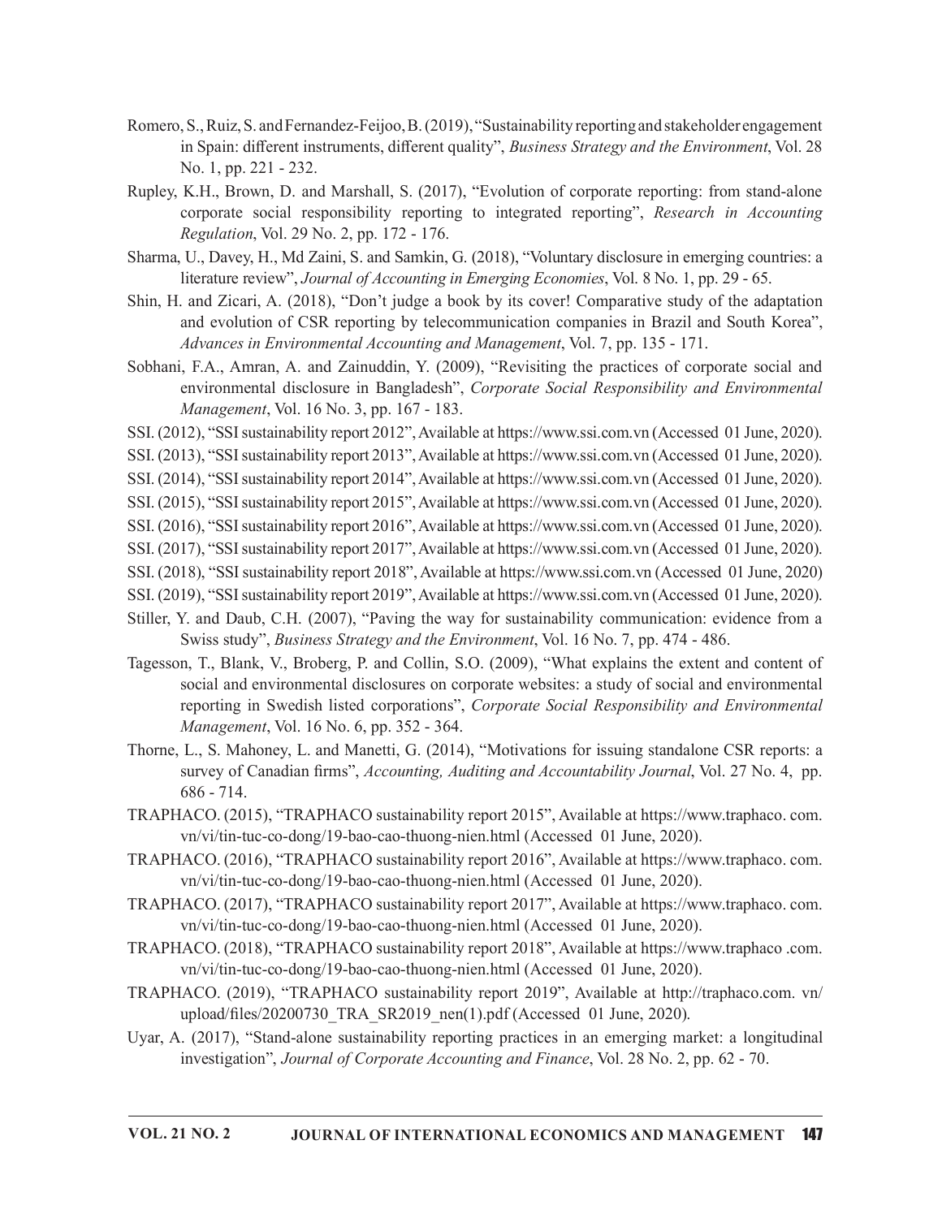Romero, S., Ruiz, S. and Fernandez-Feijoo, B. (2019), "Sustainability reporting and stakeholder engagement in Spain: different instruments, different quality", *Business Strategy and the Environment*, Vol. 28 No. 1, pp. 221 - 232.

Rupley, K.H., Brown, D. and Marshall, S. (2017), "Evolution of corporate reporting: from stand-alone corporate social responsibility reporting to integrated reporting", *Research in Accounting Regulation*, Vol. 29 No. 2, pp. 172 - 176.

Sharma, U., Davey, H., Md Zaini, S. and Samkin, G. (2018), "Voluntary disclosure in emerging countries: a literature review", *Journal of Accounting in Emerging Economies*, Vol. 8 No. 1, pp. 29 - 65.

Shin, H. and Zicari, A. (2018), "Don't judge a book by its cover! Comparative study of the adaptation and evolution of CSR reporting by telecommunication companies in Brazil and South Korea", *Advances in Environmental Accounting and Management*, Vol. 7, pp. 135 - 171.

Sobhani, F.A., Amran, A. and Zainuddin, Y. (2009), "Revisiting the practices of corporate social and environmental disclosure in Bangladesh", *Corporate Social Responsibility and Environmental Management*, Vol. 16 No. 3, pp. 167 - 183.

SSI. (2012), "SSI sustainability report 2012", Available at https://www.ssi.com.vn (Accessed 01 June, 2020).

SSI. (2013), "SSI sustainability report 2013", Available at https://www.ssi.com.vn (Accessed 01 June, 2020).

SSI. (2014), "SSI sustainability report 2014", Available at https://www.ssi.com.vn (Accessed 01 June, 2020).

SSI. (2015), "SSI sustainability report 2015", Available at https://www.ssi.com.vn (Accessed 01 June, 2020).

SSI. (2016), "SSI sustainability report 2016", Available at https://www.ssi.com.vn (Accessed 01 June, 2020).

SSI. (2017), "SSI sustainability report 2017", Available at https://www.ssi.com.vn (Accessed 01 June, 2020).

SSI. (2018), "SSI sustainability report 2018", Available at https://www.ssi.com.vn (Accessed 01 June, 2020)

SSI. (2019), "SSI sustainability report 2019", Available at https://www.ssi.com.vn (Accessed 01 June, 2020).

Stiller, Y. and Daub, C.H. (2007), "Paving the way for sustainability communication: evidence from a Swiss study", *Business Strategy and the Environment*, Vol. 16 No. 7, pp. 474 - 486.

Tagesson, T., Blank, V., Broberg, P. and Collin, S.O. (2009), "What explains the extent and content of social and environmental disclosures on corporate websites: a study of social and environmental reporting in Swedish listed corporations", *Corporate Social Responsibility and Environmental Management*, Vol. 16 No. 6, pp. 352 - 364.

Thorne, L., S. Mahoney, L. and Manetti, G. (2014), "Motivations for issuing standalone CSR reports: a survey of Canadian firms", *Accounting, Auditing and Accountability Journal*, Vol. 27 No. 4, pp. 686 - 714.

TRAPHACO. (2015), "TRAPHACO sustainability report 2015", Available at https://www.traphaco. com. vn/vi/tin-tuc-co-dong/19-bao-cao-thuong-nien.html (Accessed 01 June, 2020).

TRAPHACO. (2016), "TRAPHACO sustainability report 2016", Available at https://www.traphaco. com. vn/vi/tin-tuc-co-dong/19-bao-cao-thuong-nien.html (Accessed 01 June, 2020).

TRAPHACO. (2017), "TRAPHACO sustainability report 2017", Available at https://www.traphaco. com. vn/vi/tin-tuc-co-dong/19-bao-cao-thuong-nien.html (Accessed 01 June, 2020).

TRAPHACO. (2018), "TRAPHACO sustainability report 2018", Available at https://www.traphaco .com. vn/vi/tin-tuc-co-dong/19-bao-cao-thuong-nien.html (Accessed 01 June, 2020).

TRAPHACO. (2019), "TRAPHACO sustainability report 2019", Available at http://traphaco.com. vn/ upload/files/20200730_TRA_SR2019_nen(1).pdf (Accessed 01 June, 2020).

Uyar, A. (2017), "Stand-alone sustainability reporting practices in an emerging market: a longitudinal investigation", *Journal of Corporate Accounting and Finance*, Vol. 28 No. 2, pp. 62 - 70.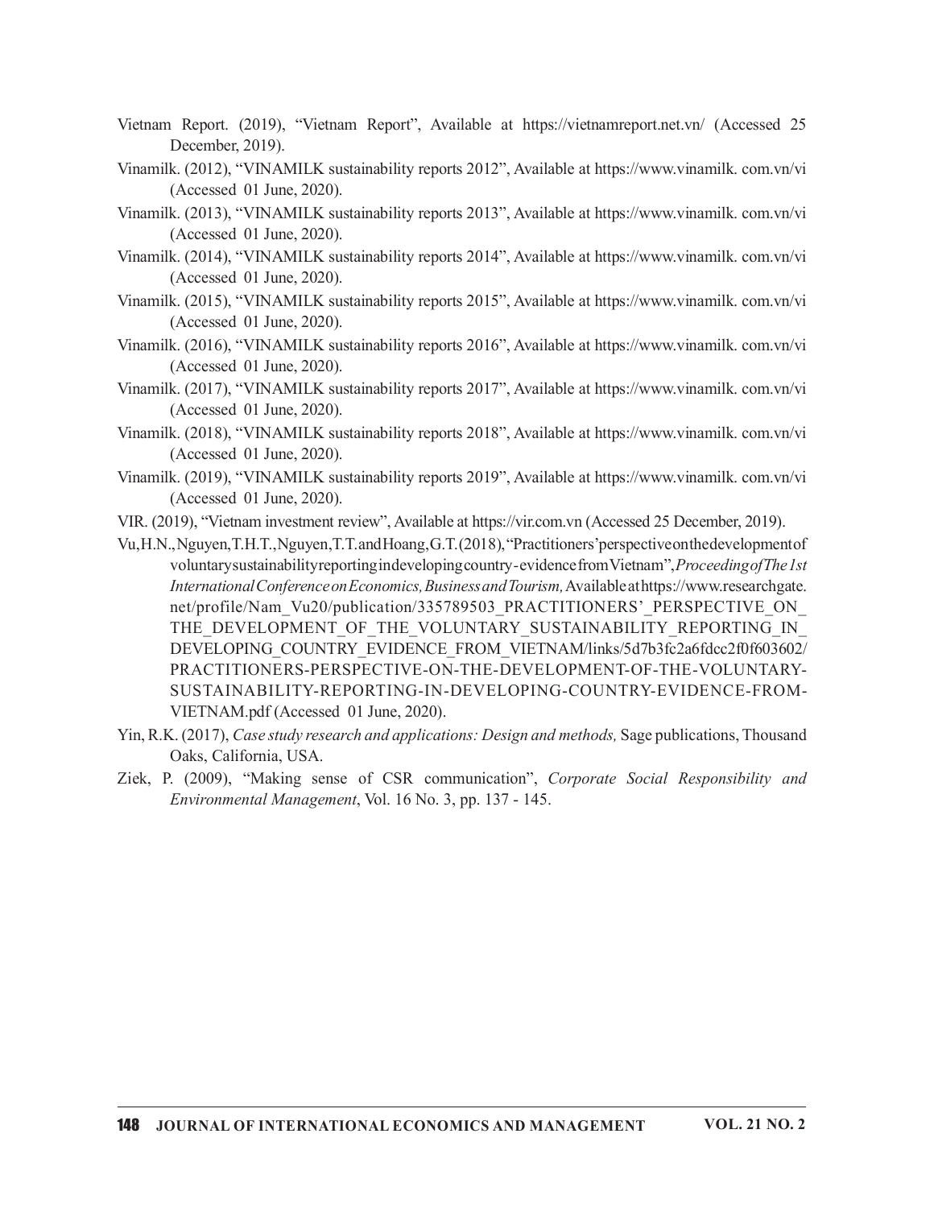Vietnam Report. (2019), "Vietnam Report", Available at https://vietnamreport.net.vn/ (Accessed 25 December, 2019).

Vinamilk. (2012), "VINAMILK sustainability reports 2012", Available at https://www.vinamilk. com.vn/vi (Accessed 01 June, 2020).

Vinamilk. (2013), "VINAMILK sustainability reports 2013", Available at https://www.vinamilk. com.vn/vi (Accessed 01 June, 2020).

Vinamilk. (2014), "VINAMILK sustainability reports 2014", Available at https://www.vinamilk. com.vn/vi (Accessed 01 June, 2020).

Vinamilk. (2015), "VINAMILK sustainability reports 2015", Available at https://www.vinamilk. com.vn/vi (Accessed 01 June, 2020).

Vinamilk. (2016), "VINAMILK sustainability reports 2016", Available at https://www.vinamilk. com.vn/vi (Accessed 01 June, 2020).

Vinamilk. (2017), "VINAMILK sustainability reports 2017", Available at https://www.vinamilk. com.vn/vi (Accessed 01 June, 2020).

Vinamilk. (2018), "VINAMILK sustainability reports 2018", Available at https://www.vinamilk. com.vn/vi (Accessed 01 June, 2020).

Vinamilk. (2019), "VINAMILK sustainability reports 2019", Available at https://www.vinamilk. com.vn/vi (Accessed 01 June, 2020).

VIR. (2019), "Vietnam investment review", Available at https://vir.com.vn (Accessed 25 December, 2019).

Vu, H.N., Nguyen, T.H.T., Nguyen, T.T. and Hoang, G.T. (2018), "Practitioners' perspective on the development of voluntary sustainability reporting in developing country - evidence from Vietnam", *Proceeding of The 1st International Conference on Economics, Business and Tourism,* Available at https://www.researchgate. net/profile/Nam_Vu20/publication/335789503_PRACTITIONERS'_PERSPECTIVE_ON_THE_DEVELOPMENT_OF_THE_VOLUNTARY_SUSTAINABILITY_REPORTING_IN_DEVELOPING_COUNTRY_EVIDENCE_FROM_VIETNAM/links/5d7b3fc2a6fdcc2f0f603602/PRACTITIONERS-PERSPECTIVE-ON-THE-DEVELOPMENT-OF-THE-VOLUNTARY-SUSTAINABILITY-REPORTING-IN-DEVELOPING-COUNTRY-EVIDENCE-FROM-VIETNAM.pdf (Accessed 01 June, 2020).

Yin, R.K. (2017), *Case study research and applications: Design and methods,* Sage publications, Thousand Oaks, California, USA.

Ziek, P. (2009), "Making sense of CSR communication", *Corporate Social Responsibility and Environmental Management*, Vol. 16 No. 3, pp. 137 - 145.